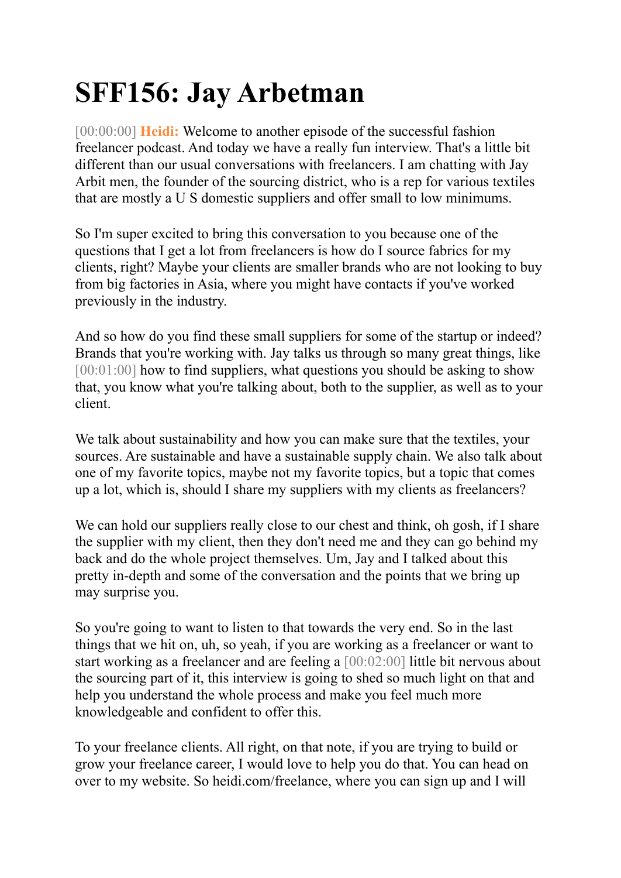# SFF156: Jay Arbetman

[00:00:00] **Heidi:** Welcome to another episode of the successful fashion freelancer podcast. And today we have a really fun interview. That's a little bit different than our usual conversations with freelancers. I am chatting with Jay Arbit men, the founder of the sourcing district, who is a rep for various textiles that are mostly a U S domestic suppliers and offer small to low minimums.

So I'm super excited to bring this conversation to you because one of the questions that I get a lot from freelancers is how do I source fabrics for my clients, right? Maybe your clients are smaller brands who are not looking to buy from big factories in Asia, where you might have contacts if you've worked previously in the industry.

And so how do you find these small suppliers for some of the startup or indeed? Brands that you're working with. Jay talks us through so many great things, like [00:01:00] how to find suppliers, what questions you should be asking to show that, you know what you're talking about, both to the supplier, as well as to your client.

We talk about sustainability and how you can make sure that the textiles, your sources. Are sustainable and have a sustainable supply chain. We also talk about one of my favorite topics, maybe not my favorite topics, but a topic that comes up a lot, which is, should I share my suppliers with my clients as freelancers?

We can hold our suppliers really close to our chest and think, oh gosh, if I share the supplier with my client, then they don't need me and they can go behind my back and do the whole project themselves. Um, Jay and I talked about this pretty in-depth and some of the conversation and the points that we bring up may surprise you.

So you're going to want to listen to that towards the very end. So in the last things that we hit on, uh, so yeah, if you are working as a freelancer or want to start working as a freelancer and are feeling a [00:02:00] little bit nervous about the sourcing part of it, this interview is going to shed so much light on that and help you understand the whole process and make you feel much more knowledgeable and confident to offer this.

To your freelance clients. All right, on that note, if you are trying to build or grow your freelance career, I would love to help you do that. You can head on over to my website. So heidi.com/freelance, where you can sign up and I will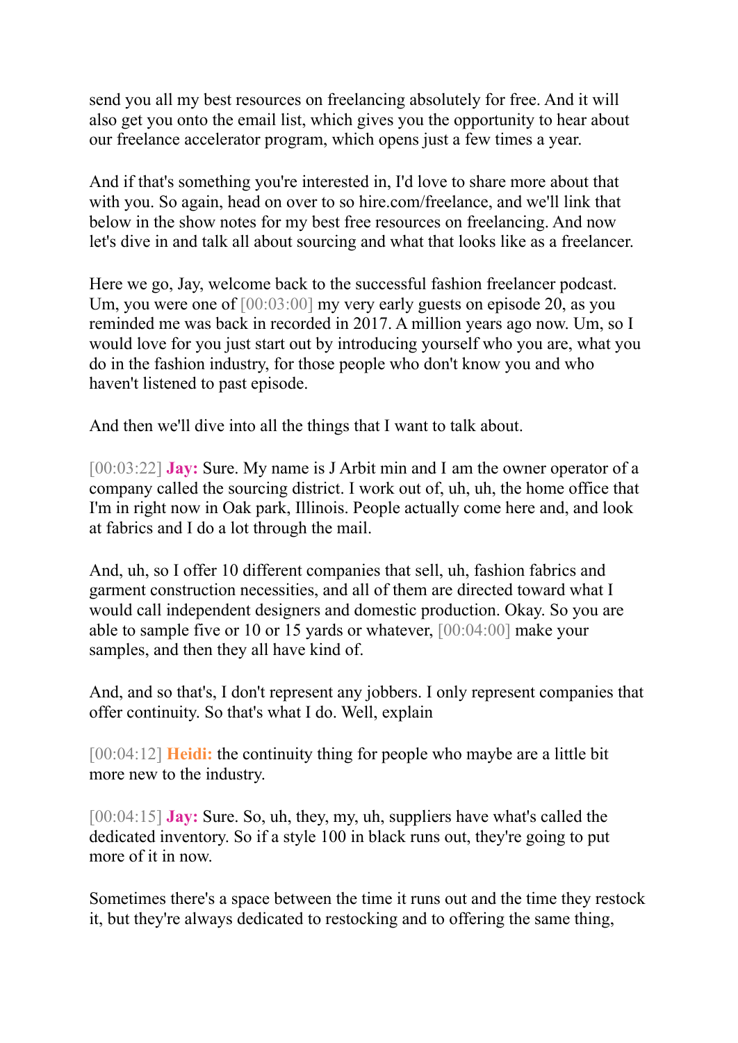send you all my best resources on freelancing absolutely for free. And it will also get you onto the email list, which gives you the opportunity to hear about our freelance accelerator program, which opens just a few times a year.

And if that's something you're interested in, I'd love to share more about that with you. So again, head on over to so hire.com/freelance, and we'll link that below in the show notes for my best free resources on freelancing. And now let's dive in and talk all about sourcing and what that looks like as a freelancer.

Here we go, Jay, welcome back to the successful fashion freelancer podcast. Um, you were one of [00:03:00] my very early guests on episode 20, as you reminded me was back in recorded in 2017. A million years ago now. Um, so I would love for you just start out by introducing yourself who you are, what you do in the fashion industry, for those people who don't know you and who haven't listened to past episode.

And then we'll dive into all the things that I want to talk about.

[00:03:22] **Jay:** Sure. My name is J Arbit min and I am the owner operator of a company called the sourcing district. I work out of, uh, uh, the home office that I'm in right now in Oak park, Illinois. People actually come here and, and look at fabrics and I do a lot through the mail.

And, uh, so I offer 10 different companies that sell, uh, fashion fabrics and garment construction necessities, and all of them are directed toward what I would call independent designers and domestic production. Okay. So you are able to sample five or 10 or 15 yards or whatever, [00:04:00] make your samples, and then they all have kind of.

And, and so that's, I don't represent any jobbers. I only represent companies that offer continuity. So that's what I do. Well, explain

[00:04:12] **Heidi:** the continuity thing for people who maybe are a little bit more new to the industry.

[00:04:15] **Jay:** Sure. So, uh, they, my, uh, suppliers have what's called the dedicated inventory. So if a style 100 in black runs out, they're going to put more of it in now.

Sometimes there's a space between the time it runs out and the time they restock it, but they're always dedicated to restocking and to offering the same thing,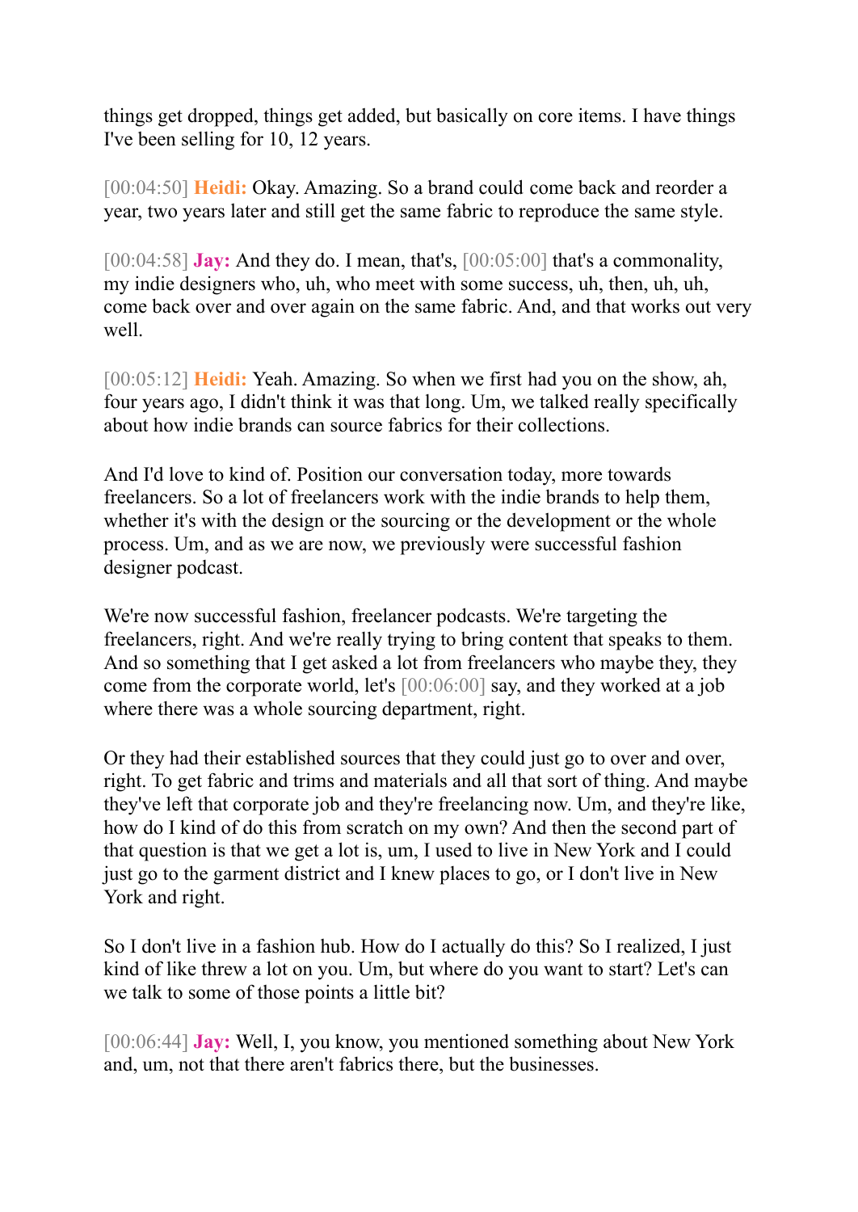things get dropped, things get added, but basically on core items. I have things I've been selling for 10, 12 years.

[00:04:50] **Heidi:** Okay. Amazing. So a brand could come back and reorder a year, two years later and still get the same fabric to reproduce the same style.

[00:04:58] **Jay:** And they do. I mean, that's, [00:05:00] that's a commonality, my indie designers who, uh, who meet with some success, uh, then, uh, uh, come back over and over again on the same fabric. And, and that works out very well.

[00:05:12] **Heidi:** Yeah. Amazing. So when we first had you on the show, ah, four years ago, I didn't think it was that long. Um, we talked really specifically about how indie brands can source fabrics for their collections.

And I'd love to kind of. Position our conversation today, more towards freelancers. So a lot of freelancers work with the indie brands to help them, whether it's with the design or the sourcing or the development or the whole process. Um, and as we are now, we previously were successful fashion designer podcast.

We're now successful fashion, freelancer podcasts. We're targeting the freelancers, right. And we're really trying to bring content that speaks to them. And so something that I get asked a lot from freelancers who maybe they, they come from the corporate world, let's [00:06:00] say, and they worked at a job where there was a whole sourcing department, right.

Or they had their established sources that they could just go to over and over, right. To get fabric and trims and materials and all that sort of thing. And maybe they've left that corporate job and they're freelancing now. Um, and they're like, how do I kind of do this from scratch on my own? And then the second part of that question is that we get a lot is, um, I used to live in New York and I could just go to the garment district and I knew places to go, or I don't live in New York and right.

So I don't live in a fashion hub. How do I actually do this? So I realized, I just kind of like threw a lot on you. Um, but where do you want to start? Let's can we talk to some of those points a little bit?

[00:06:44] **Jay:** Well, I, you know, you mentioned something about New York and, um, not that there aren't fabrics there, but the businesses.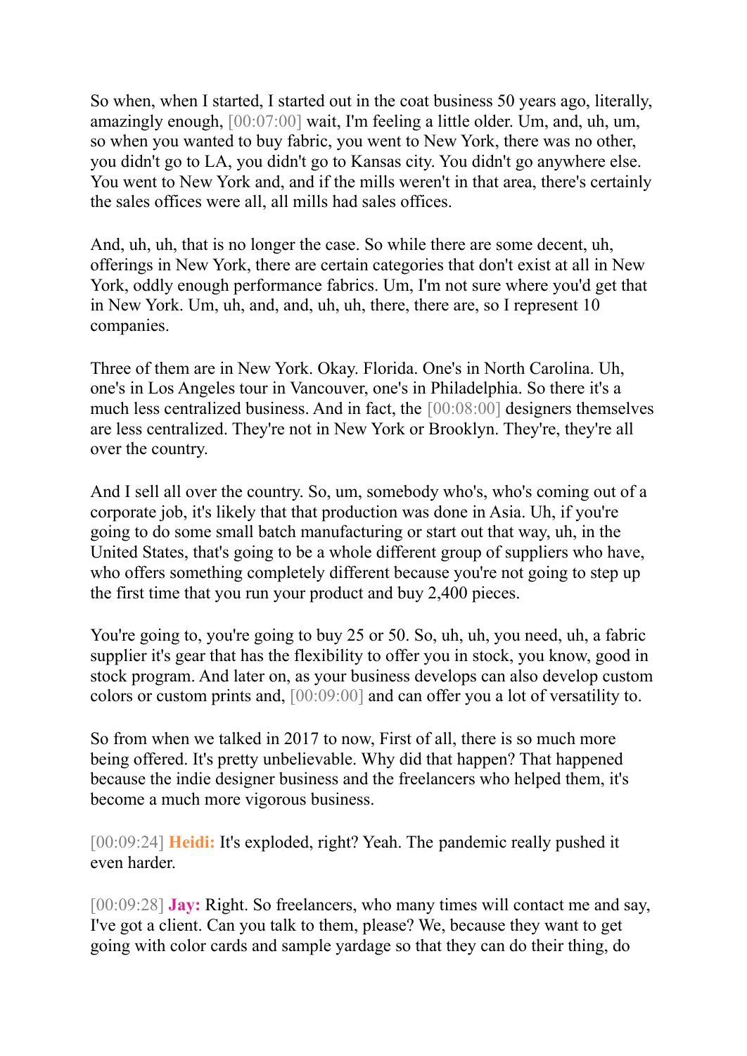So when, when I started, I started out in the coat business 50 years ago, literally, amazingly enough, [00:07:00] wait, I'm feeling a little older. Um, and, uh, um, so when you wanted to buy fabric, you went to New York, there was no other, you didn't go to LA, you didn't go to Kansas city. You didn't go anywhere else. You went to New York and, and if the mills weren't in that area, there's certainly the sales offices were all, all mills had sales offices.

And, uh, uh, that is no longer the case. So while there are some decent, uh, offerings in New York, there are certain categories that don't exist at all in New York, oddly enough performance fabrics. Um, I'm not sure where you'd get that in New York. Um, uh, and, and, uh, uh, there, there are, so I represent 10 companies.

Three of them are in New York. Okay. Florida. One's in North Carolina. Uh, one's in Los Angeles tour in Vancouver, one's in Philadelphia. So there it's a much less centralized business. And in fact, the [00:08:00] designers themselves are less centralized. They're not in New York or Brooklyn. They're, they're all over the country.

And I sell all over the country. So, um, somebody who's, who's coming out of a corporate job, it's likely that that production was done in Asia. Uh, if you're going to do some small batch manufacturing or start out that way, uh, in the United States, that's going to be a whole different group of suppliers who have, who offers something completely different because you're not going to step up the first time that you run your product and buy 2,400 pieces.

You're going to, you're going to buy 25 or 50. So, uh, uh, you need, uh, a fabric supplier it's gear that has the flexibility to offer you in stock, you know, good in stock program. And later on, as your business develops can also develop custom colors or custom prints and, [00:09:00] and can offer you a lot of versatility to.

So from when we talked in 2017 to now, First of all, there is so much more being offered. It's pretty unbelievable. Why did that happen? That happened because the indie designer business and the freelancers who helped them, it's become a much more vigorous business.

[00:09:24] **Heidi:** It's exploded, right? Yeah. The pandemic really pushed it even harder.

[00:09:28] **Jay:** Right. So freelancers, who many times will contact me and say, I've got a client. Can you talk to them, please? We, because they want to get going with color cards and sample yardage so that they can do their thing, do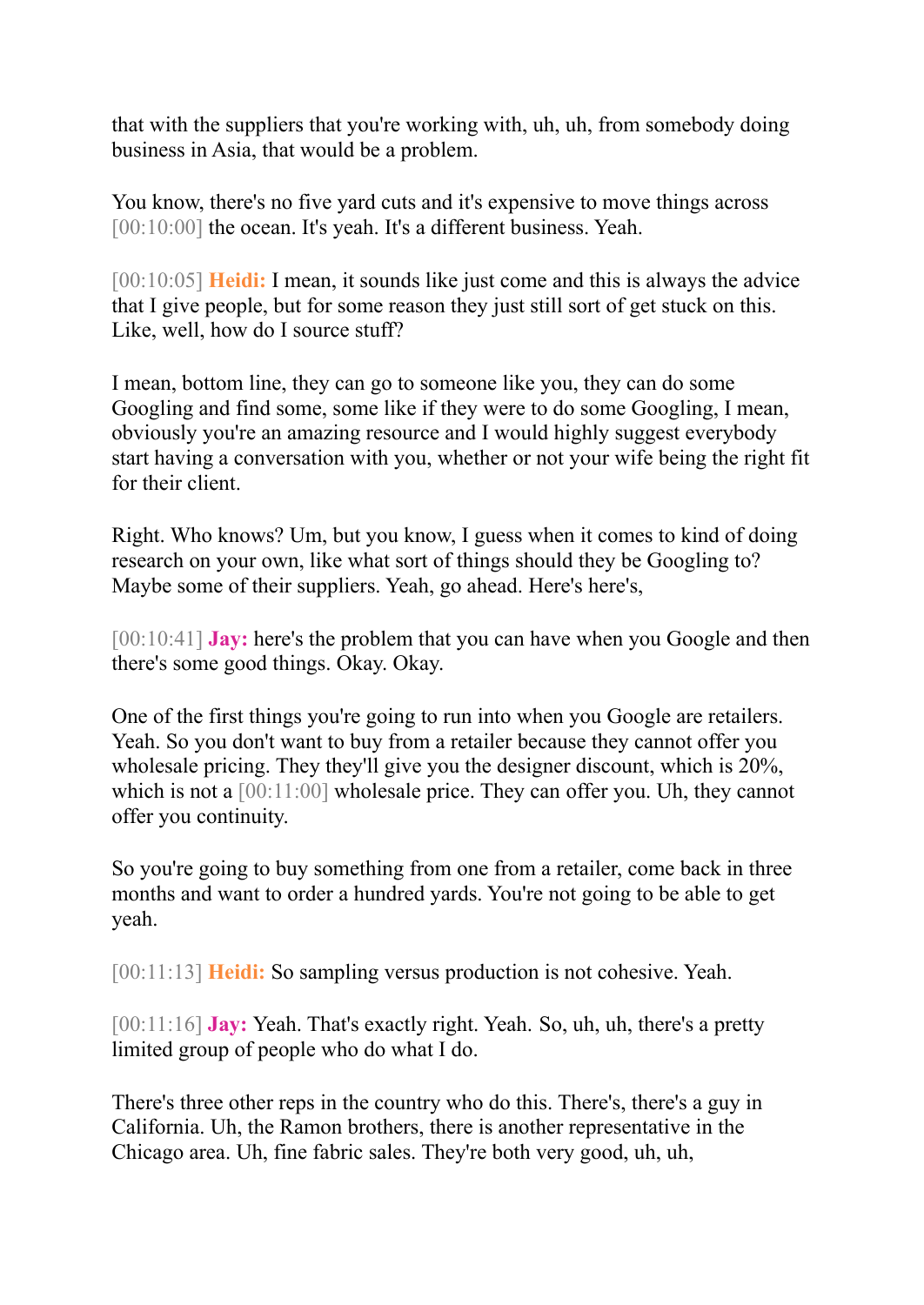that with the suppliers that you're working with, uh, uh, from somebody doing business in Asia, that would be a problem.

You know, there's no five yard cuts and it's expensive to move things across [00:10:00] the ocean. It's yeah. It's a different business. Yeah.

[00:10:05] **Heidi:** I mean, it sounds like just come and this is always the advice that I give people, but for some reason they just still sort of get stuck on this. Like, well, how do I source stuff?

I mean, bottom line, they can go to someone like you, they can do some Googling and find some, some like if they were to do some Googling, I mean, obviously you're an amazing resource and I would highly suggest everybody start having a conversation with you, whether or not your wife being the right fit for their client.

Right. Who knows? Um, but you know, I guess when it comes to kind of doing research on your own, like what sort of things should they be Googling to? Maybe some of their suppliers. Yeah, go ahead. Here's here's,

[00:10:41] **Jay:** here's the problem that you can have when you Google and then there's some good things. Okay. Okay.

One of the first things you're going to run into when you Google are retailers. Yeah. So you don't want to buy from a retailer because they cannot offer you wholesale pricing. They they'll give you the designer discount, which is 20%, which is not a [00:11:00] wholesale price. They can offer you. Uh, they cannot offer you continuity.

So you're going to buy something from one from a retailer, come back in three months and want to order a hundred yards. You're not going to be able to get yeah.

[00:11:13] **Heidi:** So sampling versus production is not cohesive. Yeah.

[00:11:16] **Jay:** Yeah. That's exactly right. Yeah. So, uh, uh, there's a pretty limited group of people who do what I do.

There's three other reps in the country who do this. There's, there's a guy in California. Uh, the Ramon brothers, there is another representative in the Chicago area. Uh, fine fabric sales. They're both very good, uh, uh,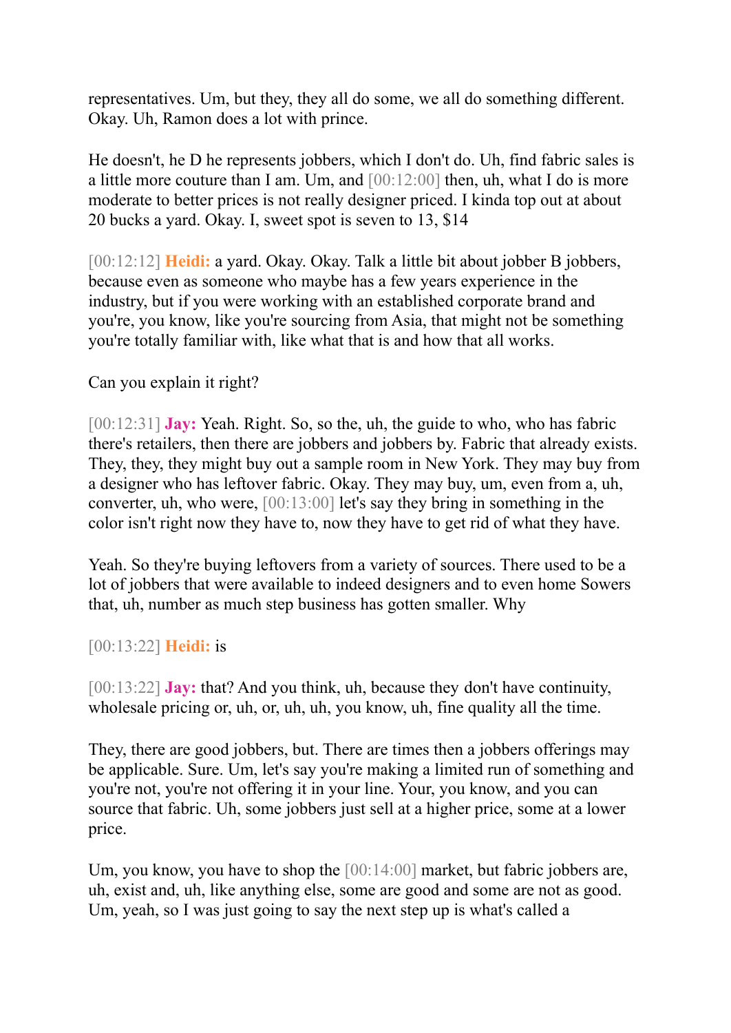representatives. Um, but they, they all do some, we all do something different. Okay. Uh, Ramon does a lot with prince.

He doesn't, he D he represents jobbers, which I don't do. Uh, find fabric sales is a little more couture than I am. Um, and [00:12:00] then, uh, what I do is more moderate to better prices is not really designer priced. I kinda top out at about 20 bucks a yard. Okay. I, sweet spot is seven to 13, $14

[00:12:12] **Heidi:** a yard. Okay. Okay. Talk a little bit about jobber B jobbers, because even as someone who maybe has a few years experience in the industry, but if you were working with an established corporate brand and you're, you know, like you're sourcing from Asia, that might not be something you're totally familiar with, like what that is and how that all works.

Can you explain it right?

[00:12:31] **Jay:** Yeah. Right. So, so the, uh, the guide to who, who has fabric there's retailers, then there are jobbers and jobbers by. Fabric that already exists. They, they, they might buy out a sample room in New York. They may buy from a designer who has leftover fabric. Okay. They may buy, um, even from a, uh, converter, uh, who were, [00:13:00] let's say they bring in something in the color isn't right now they have to, now they have to get rid of what they have.

Yeah. So they're buying leftovers from a variety of sources. There used to be a lot of jobbers that were available to indeed designers and to even home Sowers that, uh, number as much step business has gotten smaller. Why

[00:13:22] **Heidi:** is

[00:13:22] **Jay:** that? And you think, uh, because they don't have continuity, wholesale pricing or, uh, or, uh, uh, you know, uh, fine quality all the time.

They, there are good jobbers, but. There are times then a jobbers offerings may be applicable. Sure. Um, let's say you're making a limited run of something and you're not, you're not offering it in your line. Your, you know, and you can source that fabric. Uh, some jobbers just sell at a higher price, some at a lower price.

Um, you know, you have to shop the [00:14:00] market, but fabric jobbers are, uh, exist and, uh, like anything else, some are good and some are not as good. Um, yeah, so I was just going to say the next step up is what's called a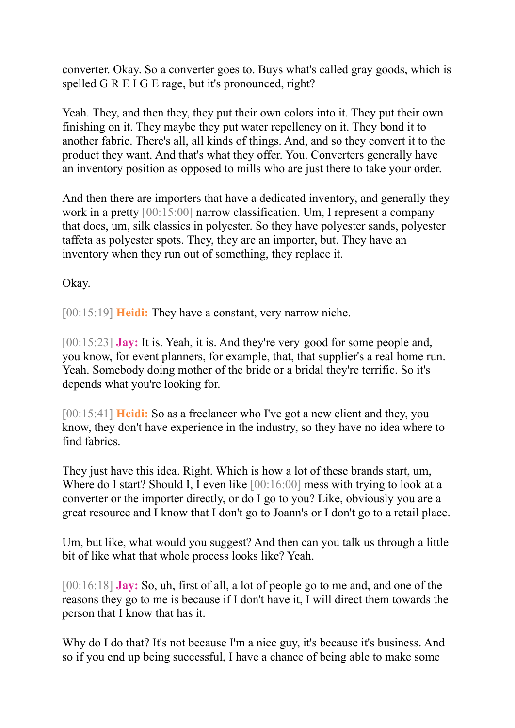converter. Okay. So a converter goes to. Buys what's called gray goods, which is spelled G R E I G E rage, but it's pronounced, right?

Yeah. They, and then they, they put their own colors into it. They put their own finishing on it. They maybe they put water repellency on it. They bond it to another fabric. There's all, all kinds of things. And, and so they convert it to the product they want. And that's what they offer. You. Converters generally have an inventory position as opposed to mills who are just there to take your order.

And then there are importers that have a dedicated inventory, and generally they work in a pretty [00:15:00] narrow classification. Um, I represent a company that does, um, silk classics in polyester. So they have polyester sands, polyester taffeta as polyester spots. They, they are an importer, but. They have an inventory when they run out of something, they replace it.

Okay.

[00:15:19] **Heidi:** They have a constant, very narrow niche.

[00:15:23] **Jay:** It is. Yeah, it is. And they're very good for some people and, you know, for event planners, for example, that, that supplier's a real home run. Yeah. Somebody doing mother of the bride or a bridal they're terrific. So it's depends what you're looking for.

[00:15:41] **Heidi:** So as a freelancer who I've got a new client and they, you know, they don't have experience in the industry, so they have no idea where to find fabrics.

They just have this idea. Right. Which is how a lot of these brands start, um, Where do I start? Should I, I even like [00:16:00] mess with trying to look at a converter or the importer directly, or do I go to you? Like, obviously you are a great resource and I know that I don't go to Joann's or I don't go to a retail place.

Um, but like, what would you suggest? And then can you talk us through a little bit of like what that whole process looks like? Yeah.

[00:16:18] **Jay:** So, uh, first of all, a lot of people go to me and, and one of the reasons they go to me is because if I don't have it, I will direct them towards the person that I know that has it.

Why do I do that? It's not because I'm a nice guy, it's because it's business. And so if you end up being successful, I have a chance of being able to make some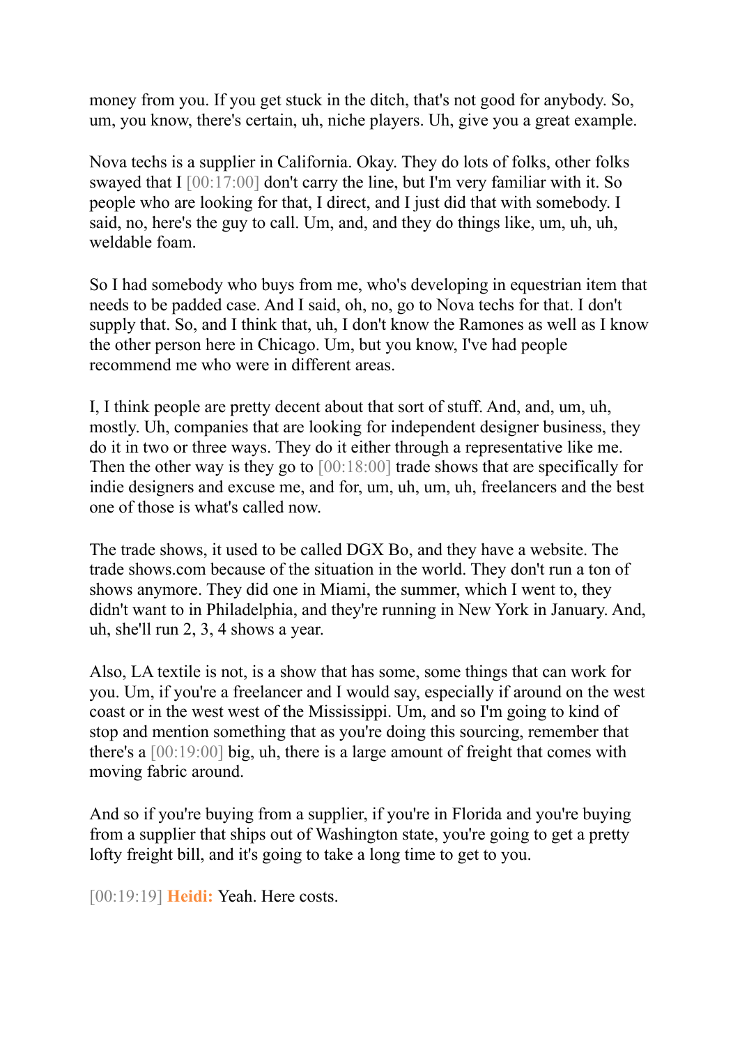money from you. If you get stuck in the ditch, that's not good for anybody. So, um, you know, there's certain, uh, niche players. Uh, give you a great example.

Nova techs is a supplier in California. Okay. They do lots of folks, other folks swayed that I [00:17:00] don't carry the line, but I'm very familiar with it. So people who are looking for that, I direct, and I just did that with somebody. I said, no, here's the guy to call. Um, and, and they do things like, um, uh, uh, weldable foam.

So I had somebody who buys from me, who's developing in equestrian item that needs to be padded case. And I said, oh, no, go to Nova techs for that. I don't supply that. So, and I think that, uh, I don't know the Ramones as well as I know the other person here in Chicago. Um, but you know, I've had people recommend me who were in different areas.

I, I think people are pretty decent about that sort of stuff. And, and, um, uh, mostly. Uh, companies that are looking for independent designer business, they do it in two or three ways. They do it either through a representative like me. Then the other way is they go to [00:18:00] trade shows that are specifically for indie designers and excuse me, and for, um, uh, um, uh, freelancers and the best one of those is what's called now.

The trade shows, it used to be called DGX Bo, and they have a website. The trade shows.com because of the situation in the world. They don't run a ton of shows anymore. They did one in Miami, the summer, which I went to, they didn't want to in Philadelphia, and they're running in New York in January. And, uh, she'll run 2, 3, 4 shows a year.

Also, LA textile is not, is a show that has some, some things that can work for you. Um, if you're a freelancer and I would say, especially if around on the west coast or in the west west of the Mississippi. Um, and so I'm going to kind of stop and mention something that as you're doing this sourcing, remember that there's a [00:19:00] big, uh, there is a large amount of freight that comes with moving fabric around.

And so if you're buying from a supplier, if you're in Florida and you're buying from a supplier that ships out of Washington state, you're going to get a pretty lofty freight bill, and it's going to take a long time to get to you.

[00:19:19] **Heidi:** Yeah. Here costs.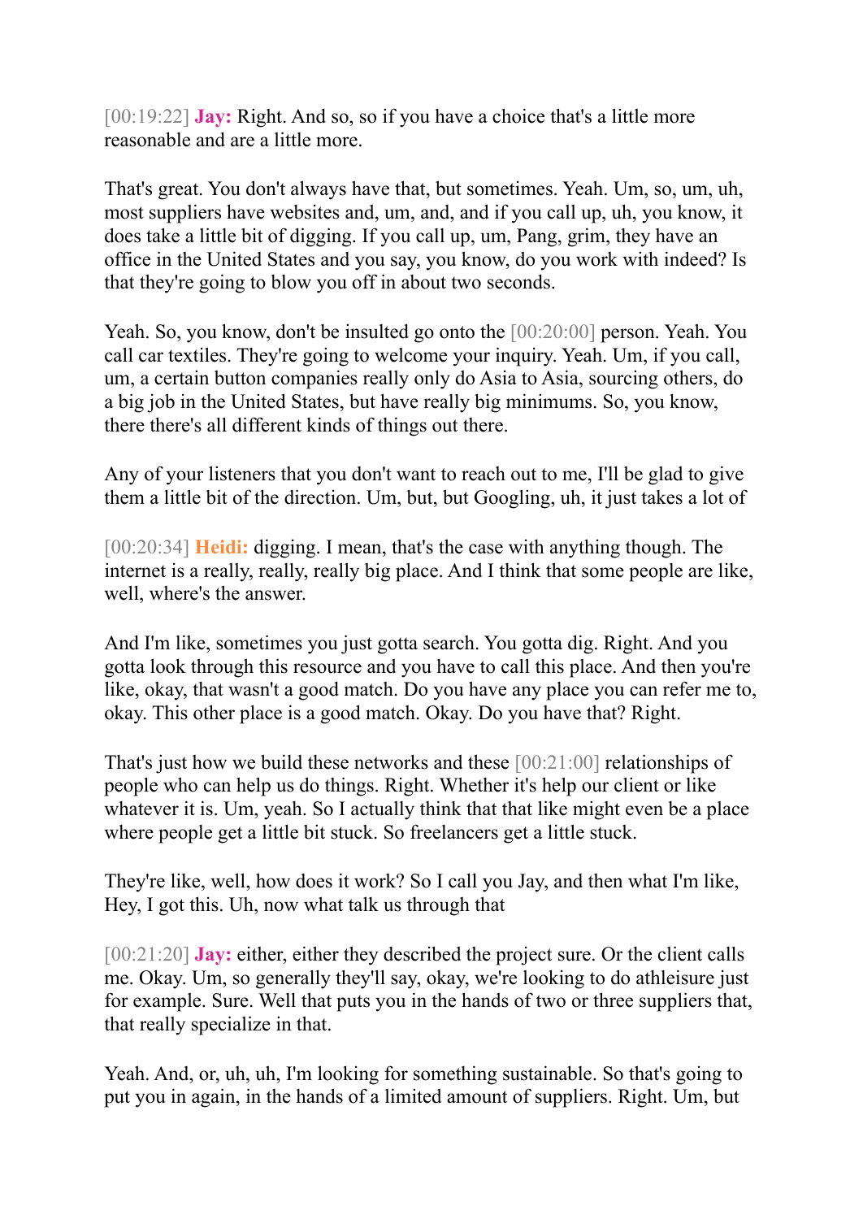[00:19:22] **Jay:** Right. And so, so if you have a choice that's a little more reasonable and are a little more.

That's great. You don't always have that, but sometimes. Yeah. Um, so, um, uh, most suppliers have websites and, um, and, and if you call up, uh, you know, it does take a little bit of digging. If you call up, um, Pang, grim, they have an office in the United States and you say, you know, do you work with indeed? Is that they're going to blow you off in about two seconds.

Yeah. So, you know, don't be insulted go onto the [00:20:00] person. Yeah. You call car textiles. They're going to welcome your inquiry. Yeah. Um, if you call, um, a certain button companies really only do Asia to Asia, sourcing others, do a big job in the United States, but have really big minimums. So, you know, there there's all different kinds of things out there.

Any of your listeners that you don't want to reach out to me, I'll be glad to give them a little bit of the direction. Um, but, but Googling, uh, it just takes a lot of

[00:20:34] **Heidi:** digging. I mean, that's the case with anything though. The internet is a really, really, really big place. And I think that some people are like, well, where's the answer.

And I'm like, sometimes you just gotta search. You gotta dig. Right. And you gotta look through this resource and you have to call this place. And then you're like, okay, that wasn't a good match. Do you have any place you can refer me to, okay. This other place is a good match. Okay. Do you have that? Right.

That's just how we build these networks and these [00:21:00] relationships of people who can help us do things. Right. Whether it's help our client or like whatever it is. Um, yeah. So I actually think that that like might even be a place where people get a little bit stuck. So freelancers get a little stuck.

They're like, well, how does it work? So I call you Jay, and then what I'm like, Hey, I got this. Uh, now what talk us through that

[00:21:20] **Jay:** either, either they described the project sure. Or the client calls me. Okay. Um, so generally they'll say, okay, we're looking to do athleisure just for example. Sure. Well that puts you in the hands of two or three suppliers that, that really specialize in that.

Yeah. And, or, uh, uh, I'm looking for something sustainable. So that's going to put you in again, in the hands of a limited amount of suppliers. Right. Um, but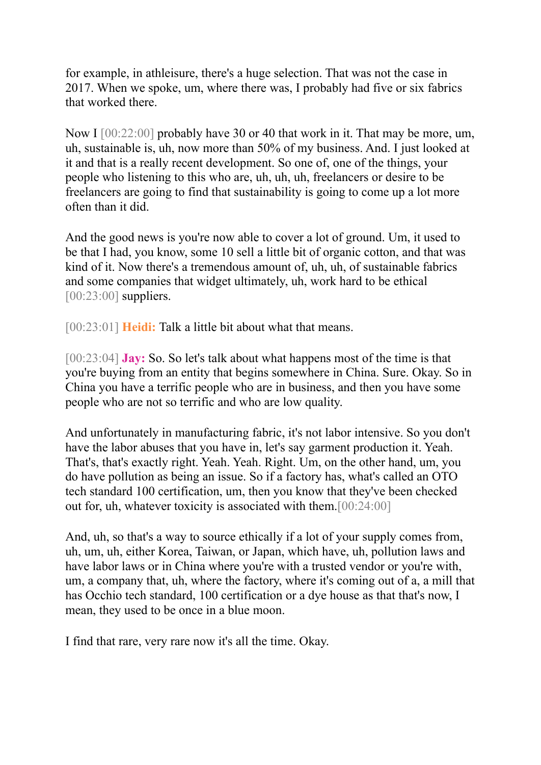for example, in athleisure, there's a huge selection. That was not the case in 2017. When we spoke, um, where there was, I probably had five or six fabrics that worked there.

Now I [00:22:00] probably have 30 or 40 that work in it. That may be more, um, uh, sustainable is, uh, now more than 50% of my business. And. I just looked at it and that is a really recent development. So one of, one of the things, your people who listening to this who are, uh, uh, uh, freelancers or desire to be freelancers are going to find that sustainability is going to come up a lot more often than it did.

And the good news is you're now able to cover a lot of ground. Um, it used to be that I had, you know, some 10 sell a little bit of organic cotton, and that was kind of it. Now there's a tremendous amount of, uh, uh, of sustainable fabrics and some companies that widget ultimately, uh, work hard to be ethical [00:23:00] suppliers.

[00:23:01] **Heidi:** Talk a little bit about what that means.

[00:23:04] **Jay:** So. So let's talk about what happens most of the time is that you're buying from an entity that begins somewhere in China. Sure. Okay. So in China you have a terrific people who are in business, and then you have some people who are not so terrific and who are low quality.

And unfortunately in manufacturing fabric, it's not labor intensive. So you don't have the labor abuses that you have in, let's say garment production it. Yeah. That's, that's exactly right. Yeah. Yeah. Right. Um, on the other hand, um, you do have pollution as being an issue. So if a factory has, what's called an OTO tech standard 100 certification, um, then you know that they've been checked out for, uh, whatever toxicity is associated with them.[00:24:00]

And, uh, so that's a way to source ethically if a lot of your supply comes from, uh, um, uh, either Korea, Taiwan, or Japan, which have, uh, pollution laws and have labor laws or in China where you're with a trusted vendor or you're with, um, a company that, uh, where the factory, where it's coming out of a, a mill that has Occhio tech standard, 100 certification or a dye house as that that's now, I mean, they used to be once in a blue moon.

I find that rare, very rare now it's all the time. Okay.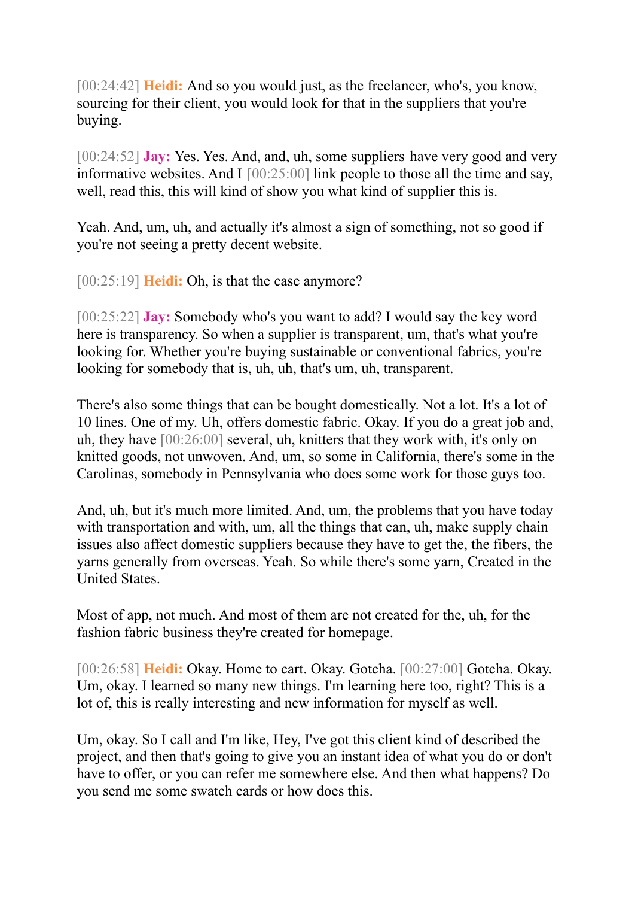[00:24:42] **Heidi:** And so you would just, as the freelancer, who's, you know, sourcing for their client, you would look for that in the suppliers that you're buying.

[00:24:52] **Jay:** Yes. Yes. And, and, uh, some suppliers have very good and very informative websites. And I [00:25:00] link people to those all the time and say, well, read this, this will kind of show you what kind of supplier this is.

Yeah. And, um, uh, and actually it's almost a sign of something, not so good if you're not seeing a pretty decent website.

[00:25:19] **Heidi:** Oh, is that the case anymore?

[00:25:22] **Jay:** Somebody who's you want to add? I would say the key word here is transparency. So when a supplier is transparent, um, that's what you're looking for. Whether you're buying sustainable or conventional fabrics, you're looking for somebody that is, uh, uh, that's um, uh, transparent.

There's also some things that can be bought domestically. Not a lot. It's a lot of 10 lines. One of my. Uh, offers domestic fabric. Okay. If you do a great job and, uh, they have [00:26:00] several, uh, knitters that they work with, it's only on knitted goods, not unwoven. And, um, so some in California, there's some in the Carolinas, somebody in Pennsylvania who does some work for those guys too.

And, uh, but it's much more limited. And, um, the problems that you have today with transportation and with, um, all the things that can, uh, make supply chain issues also affect domestic suppliers because they have to get the, the fibers, the yarns generally from overseas. Yeah. So while there's some yarn, Created in the United States.

Most of app, not much. And most of them are not created for the, uh, for the fashion fabric business they're created for homepage.

[00:26:58] **Heidi:** Okay. Home to cart. Okay. Gotcha. [00:27:00] Gotcha. Okay. Um, okay. I learned so many new things. I'm learning here too, right? This is a lot of, this is really interesting and new information for myself as well.

Um, okay. So I call and I'm like, Hey, I've got this client kind of described the project, and then that's going to give you an instant idea of what you do or don't have to offer, or you can refer me somewhere else. And then what happens? Do you send me some swatch cards or how does this.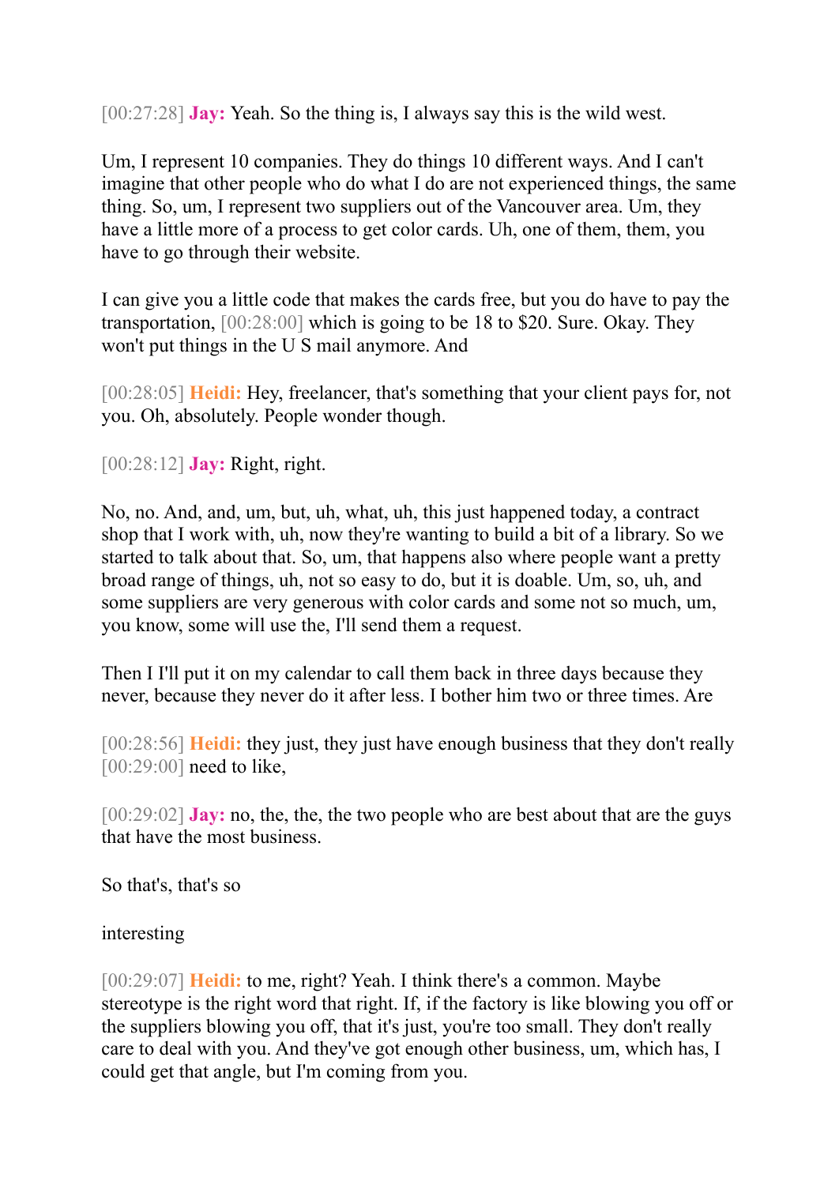[00:27:28] **Jay:** Yeah. So the thing is, I always say this is the wild west.

Um, I represent 10 companies. They do things 10 different ways. And I can't imagine that other people who do what I do are not experienced things, the same thing. So, um, I represent two suppliers out of the Vancouver area. Um, they have a little more of a process to get color cards. Uh, one of them, them, you have to go through their website.

I can give you a little code that makes the cards free, but you do have to pay the transportation, [00:28:00] which is going to be 18 to $20. Sure. Okay. They won't put things in the U S mail anymore. And

[00:28:05] **Heidi:** Hey, freelancer, that's something that your client pays for, not you. Oh, absolutely. People wonder though.

[00:28:12] **Jay:** Right, right.

No, no. And, and, um, but, uh, what, uh, this just happened today, a contract shop that I work with, uh, now they're wanting to build a bit of a library. So we started to talk about that. So, um, that happens also where people want a pretty broad range of things, uh, not so easy to do, but it is doable. Um, so, uh, and some suppliers are very generous with color cards and some not so much, um, you know, some will use the, I'll send them a request.

Then I I'll put it on my calendar to call them back in three days because they never, because they never do it after less. I bother him two or three times. Are

[00:28:56] **Heidi:** they just, they just have enough business that they don't really [00:29:00] need to like,

[00:29:02] **Jay:** no, the, the, the two people who are best about that are the guys that have the most business.

So that's, that's so

interesting

[00:29:07] **Heidi:** to me, right? Yeah. I think there's a common. Maybe stereotype is the right word that right. If, if the factory is like blowing you off or the suppliers blowing you off, that it's just, you're too small. They don't really care to deal with you. And they've got enough other business, um, which has, I could get that angle, but I'm coming from you.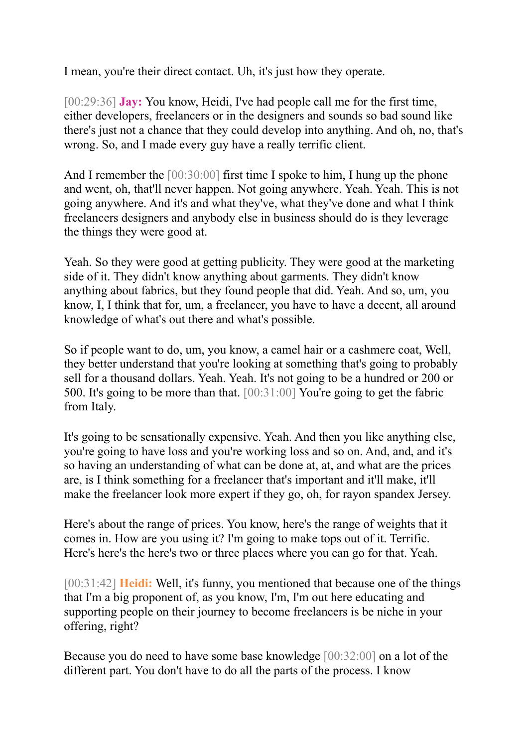I mean, you're their direct contact. Uh, it's just how they operate.

[00:29:36] **Jay:** You know, Heidi, I've had people call me for the first time, either developers, freelancers or in the designers and sounds so bad sound like there's just not a chance that they could develop into anything. And oh, no, that's wrong. So, and I made every guy have a really terrific client.

And I remember the [00:30:00] first time I spoke to him, I hung up the phone and went, oh, that'll never happen. Not going anywhere. Yeah. Yeah. This is not going anywhere. And it's and what they've, what they've done and what I think freelancers designers and anybody else in business should do is they leverage the things they were good at.

Yeah. So they were good at getting publicity. They were good at the marketing side of it. They didn't know anything about garments. They didn't know anything about fabrics, but they found people that did. Yeah. And so, um, you know, I, I think that for, um, a freelancer, you have to have a decent, all around knowledge of what's out there and what's possible.

So if people want to do, um, you know, a camel hair or a cashmere coat, Well, they better understand that you're looking at something that's going to probably sell for a thousand dollars. Yeah. Yeah. It's not going to be a hundred or 200 or 500. It's going to be more than that. [00:31:00] You're going to get the fabric from Italy.

It's going to be sensationally expensive. Yeah. And then you like anything else, you're going to have loss and you're working loss and so on. And, and, and it's so having an understanding of what can be done at, at, and what are the prices are, is I think something for a freelancer that's important and it'll make, it'll make the freelancer look more expert if they go, oh, for rayon spandex Jersey.

Here's about the range of prices. You know, here's the range of weights that it comes in. How are you using it? I'm going to make tops out of it. Terrific. Here's here's the here's two or three places where you can go for that. Yeah.

[00:31:42] **Heidi:** Well, it's funny, you mentioned that because one of the things that I'm a big proponent of, as you know, I'm, I'm out here educating and supporting people on their journey to become freelancers is be niche in your offering, right?

Because you do need to have some base knowledge [00:32:00] on a lot of the different part. You don't have to do all the parts of the process. I know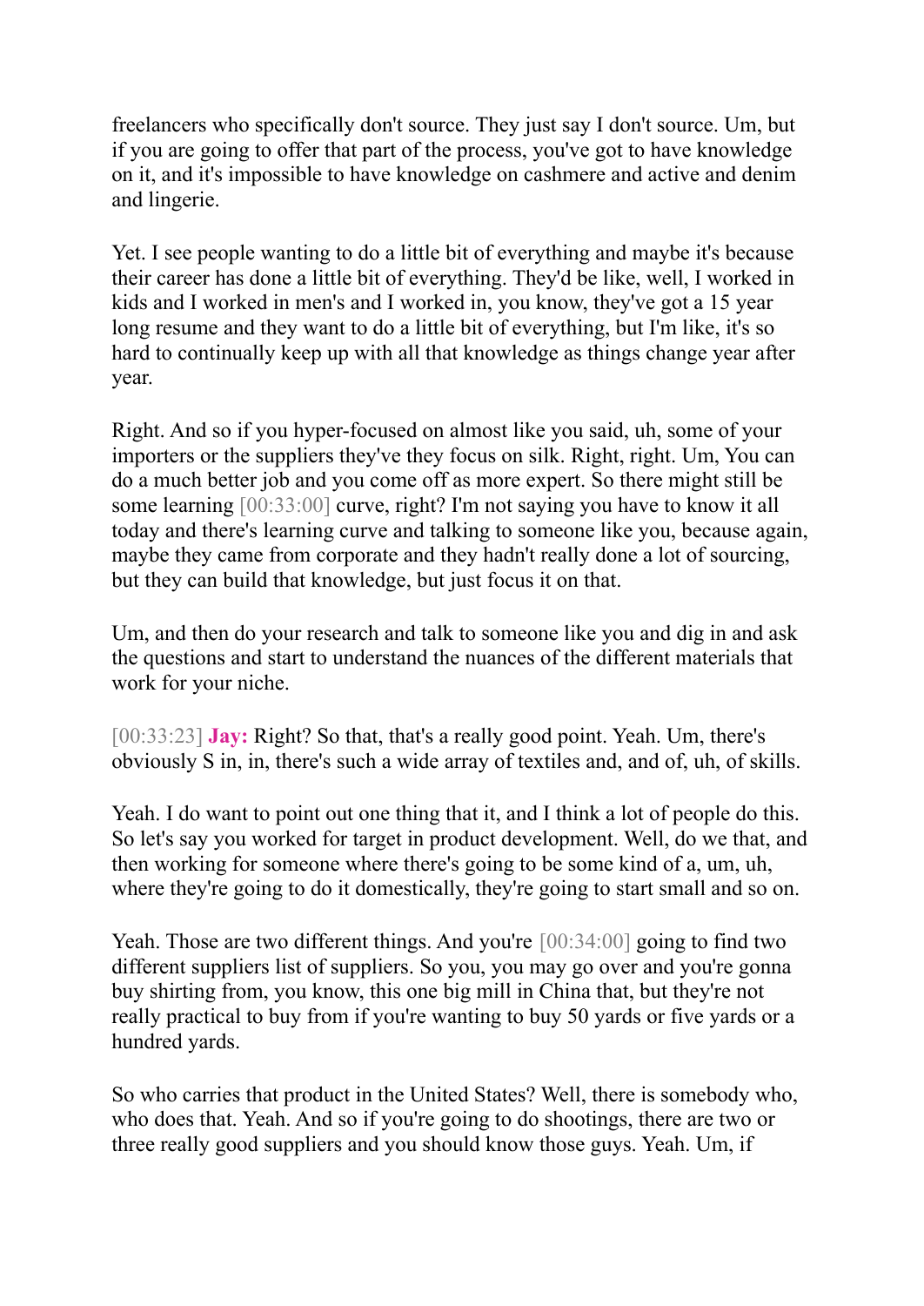freelancers who specifically don't source. They just say I don't source. Um, but if you are going to offer that part of the process, you've got to have knowledge on it, and it's impossible to have knowledge on cashmere and active and denim and lingerie.

Yet. I see people wanting to do a little bit of everything and maybe it's because their career has done a little bit of everything. They'd be like, well, I worked in kids and I worked in men's and I worked in, you know, they've got a 15 year long resume and they want to do a little bit of everything, but I'm like, it's so hard to continually keep up with all that knowledge as things change year after year.

Right. And so if you hyper-focused on almost like you said, uh, some of your importers or the suppliers they've they focus on silk. Right, right. Um, You can do a much better job and you come off as more expert. So there might still be some learning [00:33:00] curve, right? I'm not saying you have to know it all today and there's learning curve and talking to someone like you, because again, maybe they came from corporate and they hadn't really done a lot of sourcing, but they can build that knowledge, but just focus it on that.

Um, and then do your research and talk to someone like you and dig in and ask the questions and start to understand the nuances of the different materials that work for your niche.

[00:33:23] **Jay:** Right? So that, that's a really good point. Yeah. Um, there's obviously S in, in, there's such a wide array of textiles and, and of, uh, of skills.

Yeah. I do want to point out one thing that it, and I think a lot of people do this. So let's say you worked for target in product development. Well, do we that, and then working for someone where there's going to be some kind of a, um, uh, where they're going to do it domestically, they're going to start small and so on.

Yeah. Those are two different things. And you're [00:34:00] going to find two different suppliers list of suppliers. So you, you may go over and you're gonna buy shirting from, you know, this one big mill in China that, but they're not really practical to buy from if you're wanting to buy 50 yards or five yards or a hundred yards.

So who carries that product in the United States? Well, there is somebody who, who does that. Yeah. And so if you're going to do shootings, there are two or three really good suppliers and you should know those guys. Yeah. Um, if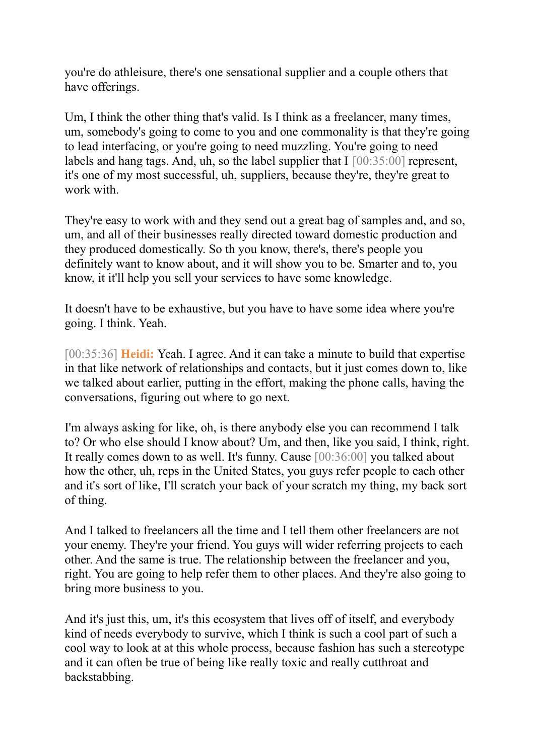you're do athleisure, there's one sensational supplier and a couple others that have offerings.

Um, I think the other thing that's valid. Is I think as a freelancer, many times, um, somebody's going to come to you and one commonality is that they're going to lead interfacing, or you're going to need muzzling. You're going to need labels and hang tags. And, uh, so the label supplier that I [00:35:00] represent, it's one of my most successful, uh, suppliers, because they're, they're great to work with.

They're easy to work with and they send out a great bag of samples and, and so, um, and all of their businesses really directed toward domestic production and they produced domestically. So th you know, there's, there's people you definitely want to know about, and it will show you to be. Smarter and to, you know, it it'll help you sell your services to have some knowledge.

It doesn't have to be exhaustive, but you have to have some idea where you're going. I think. Yeah.

[00:35:36] **Heidi:** Yeah. I agree. And it can take a minute to build that expertise in that like network of relationships and contacts, but it just comes down to, like we talked about earlier, putting in the effort, making the phone calls, having the conversations, figuring out where to go next.

I'm always asking for like, oh, is there anybody else you can recommend I talk to? Or who else should I know about? Um, and then, like you said, I think, right. It really comes down to as well. It's funny. Cause [00:36:00] you talked about how the other, uh, reps in the United States, you guys refer people to each other and it's sort of like, I'll scratch your back of your scratch my thing, my back sort of thing.

And I talked to freelancers all the time and I tell them other freelancers are not your enemy. They're your friend. You guys will wider referring projects to each other. And the same is true. The relationship between the freelancer and you, right. You are going to help refer them to other places. And they're also going to bring more business to you.

And it's just this, um, it's this ecosystem that lives off of itself, and everybody kind of needs everybody to survive, which I think is such a cool part of such a cool way to look at at this whole process, because fashion has such a stereotype and it can often be true of being like really toxic and really cutthroat and backstabbing.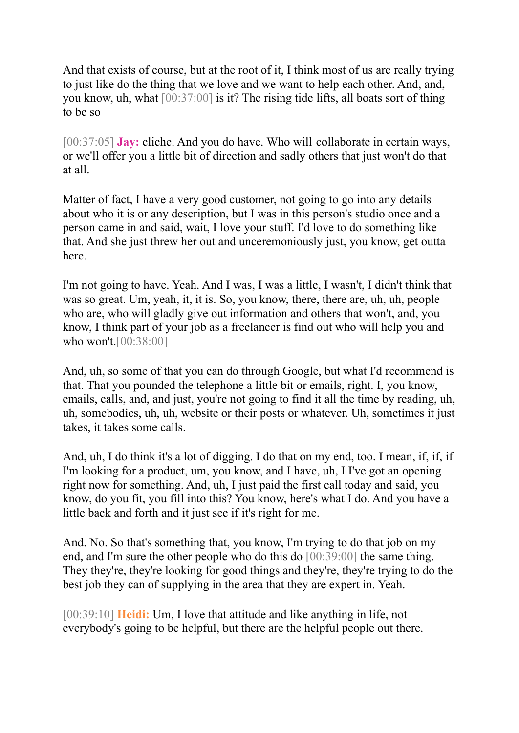And that exists of course, but at the root of it, I think most of us are really trying to just like do the thing that we love and we want to help each other. And, and, you know, uh, what [00:37:00] is it? The rising tide lifts, all boats sort of thing to be so

[00:37:05] **Jay:** cliche. And you do have. Who will collaborate in certain ways, or we'll offer you a little bit of direction and sadly others that just won't do that at all.

Matter of fact, I have a very good customer, not going to go into any details about who it is or any description, but I was in this person's studio once and a person came in and said, wait, I love your stuff. I'd love to do something like that. And she just threw her out and unceremoniously just, you know, get outta here.

I'm not going to have. Yeah. And I was, I was a little, I wasn't, I didn't think that was so great. Um, yeah, it, it is. So, you know, there, there are, uh, uh, people who are, who will gladly give out information and others that won't, and, you know, I think part of your job as a freelancer is find out who will help you and who won't.[00:38:00]

And, uh, so some of that you can do through Google, but what I'd recommend is that. That you pounded the telephone a little bit or emails, right. I, you know, emails, calls, and, and just, you're not going to find it all the time by reading, uh, uh, somebodies, uh, uh, website or their posts or whatever. Uh, sometimes it just takes, it takes some calls.

And, uh, I do think it's a lot of digging. I do that on my end, too. I mean, if, if, if I'm looking for a product, um, you know, and I have, uh, I I've got an opening right now for something. And, uh, I just paid the first call today and said, you know, do you fit, you fill into this? You know, here's what I do. And you have a little back and forth and it just see if it's right for me.

And. No. So that's something that, you know, I'm trying to do that job on my end, and I'm sure the other people who do this do [00:39:00] the same thing. They they're, they're looking for good things and they're, they're trying to do the best job they can of supplying in the area that they are expert in. Yeah.

[00:39:10] **Heidi:** Um, I love that attitude and like anything in life, not everybody's going to be helpful, but there are the helpful people out there.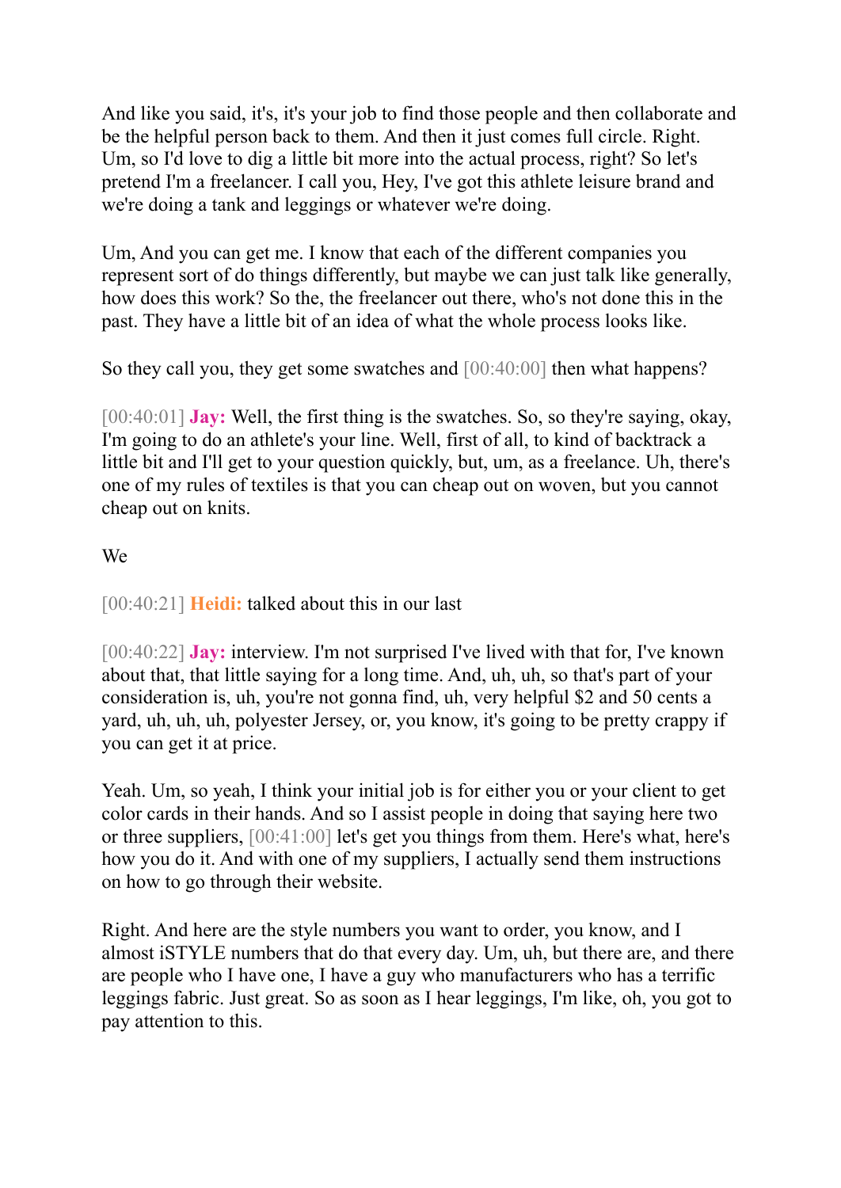And like you said, it's, it's your job to find those people and then collaborate and be the helpful person back to them. And then it just comes full circle. Right. Um, so I'd love to dig a little bit more into the actual process, right? So let's pretend I'm a freelancer. I call you, Hey, I've got this athlete leisure brand and we're doing a tank and leggings or whatever we're doing.

Um, And you can get me. I know that each of the different companies you represent sort of do things differently, but maybe we can just talk like generally, how does this work? So the, the freelancer out there, who's not done this in the past. They have a little bit of an idea of what the whole process looks like.

So they call you, they get some swatches and [00:40:00] then what happens?

[00:40:01] **Jay:** Well, the first thing is the swatches. So, so they're saying, okay, I'm going to do an athlete's your line. Well, first of all, to kind of backtrack a little bit and I'll get to your question quickly, but, um, as a freelance. Uh, there's one of my rules of textiles is that you can cheap out on woven, but you cannot cheap out on knits.

We

[00:40:21] **Heidi:** talked about this in our last

[00:40:22] **Jay:** interview. I'm not surprised I've lived with that for, I've known about that, that little saying for a long time. And, uh, uh, so that's part of your consideration is, uh, you're not gonna find, uh, very helpful $2 and 50 cents a yard, uh, uh, uh, polyester Jersey, or, you know, it's going to be pretty crappy if you can get it at price.

Yeah. Um, so yeah, I think your initial job is for either you or your client to get color cards in their hands. And so I assist people in doing that saying here two or three suppliers, [00:41:00] let's get you things from them. Here's what, here's how you do it. And with one of my suppliers, I actually send them instructions on how to go through their website.

Right. And here are the style numbers you want to order, you know, and I almost iSTYLE numbers that do that every day. Um, uh, but there are, and there are people who I have one, I have a guy who manufacturers who has a terrific leggings fabric. Just great. So as soon as I hear leggings, I'm like, oh, you got to pay attention to this.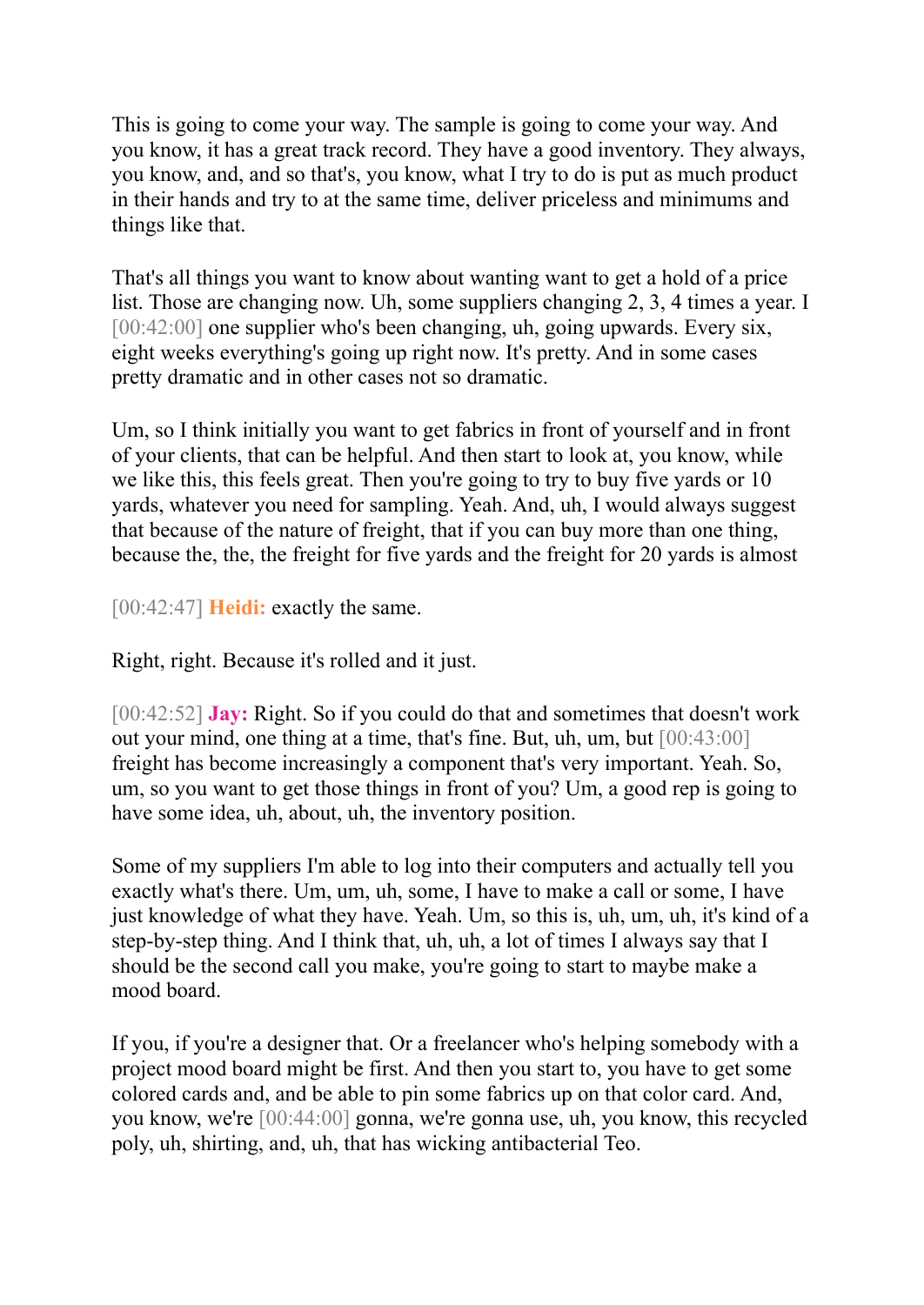This is going to come your way. The sample is going to come your way. And you know, it has a great track record. They have a good inventory. They always, you know, and, and so that's, you know, what I try to do is put as much product in their hands and try to at the same time, deliver priceless and minimums and things like that.

That's all things you want to know about wanting want to get a hold of a price list. Those are changing now. Uh, some suppliers changing 2, 3, 4 times a year. I [00:42:00] one supplier who's been changing, uh, going upwards. Every six, eight weeks everything's going up right now. It's pretty. And in some cases pretty dramatic and in other cases not so dramatic.

Um, so I think initially you want to get fabrics in front of yourself and in front of your clients, that can be helpful. And then start to look at, you know, while we like this, this feels great. Then you're going to try to buy five yards or 10 yards, whatever you need for sampling. Yeah. And, uh, I would always suggest that because of the nature of freight, that if you can buy more than one thing, because the, the, the freight for five yards and the freight for 20 yards is almost

[00:42:47] **Heidi:** exactly the same.

Right, right. Because it's rolled and it just.

[00:42:52] **Jay:** Right. So if you could do that and sometimes that doesn't work out your mind, one thing at a time, that's fine. But, uh, um, but [00:43:00] freight has become increasingly a component that's very important. Yeah. So, um, so you want to get those things in front of you? Um, a good rep is going to have some idea, uh, about, uh, the inventory position.

Some of my suppliers I'm able to log into their computers and actually tell you exactly what's there. Um, um, uh, some, I have to make a call or some, I have just knowledge of what they have. Yeah. Um, so this is, uh, um, uh, it's kind of a step-by-step thing. And I think that, uh, uh, a lot of times I always say that I should be the second call you make, you're going to start to maybe make a mood board.

If you, if you're a designer that. Or a freelancer who's helping somebody with a project mood board might be first. And then you start to, you have to get some colored cards and, and be able to pin some fabrics up on that color card. And, you know, we're [00:44:00] gonna, we're gonna use, uh, you know, this recycled poly, uh, shirting, and, uh, that has wicking antibacterial Teo.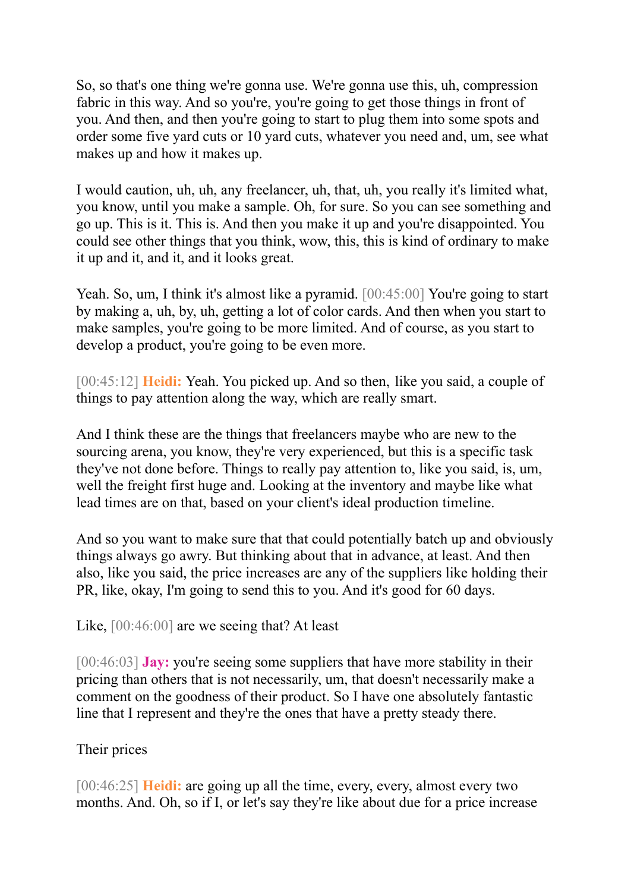So, so that's one thing we're gonna use. We're gonna use this, uh, compression fabric in this way. And so you're, you're going to get those things in front of you. And then, and then you're going to start to plug them into some spots and order some five yard cuts or 10 yard cuts, whatever you need and, um, see what makes up and how it makes up.

I would caution, uh, uh, any freelancer, uh, that, uh, you really it's limited what, you know, until you make a sample. Oh, for sure. So you can see something and go up. This is it. This is. And then you make it up and you're disappointed. You could see other things that you think, wow, this, this is kind of ordinary to make it up and it, and it, and it looks great.

Yeah. So, um, I think it's almost like a pyramid. [00:45:00] You're going to start by making a, uh, by, uh, getting a lot of color cards. And then when you start to make samples, you're going to be more limited. And of course, as you start to develop a product, you're going to be even more.

[00:45:12] **Heidi:** Yeah. You picked up. And so then, like you said, a couple of things to pay attention along the way, which are really smart.

And I think these are the things that freelancers maybe who are new to the sourcing arena, you know, they're very experienced, but this is a specific task they've not done before. Things to really pay attention to, like you said, is, um, well the freight first huge and. Looking at the inventory and maybe like what lead times are on that, based on your client's ideal production timeline.

And so you want to make sure that that could potentially batch up and obviously things always go awry. But thinking about that in advance, at least. And then also, like you said, the price increases are any of the suppliers like holding their PR, like, okay, I'm going to send this to you. And it's good for 60 days.

Like, [00:46:00] are we seeing that? At least

[00:46:03] **Jay:** you're seeing some suppliers that have more stability in their pricing than others that is not necessarily, um, that doesn't necessarily make a comment on the goodness of their product. So I have one absolutely fantastic line that I represent and they're the ones that have a pretty steady there.

Their prices

[00:46:25] **Heidi:** are going up all the time, every, every, almost every two months. And. Oh, so if I, or let's say they're like about due for a price increase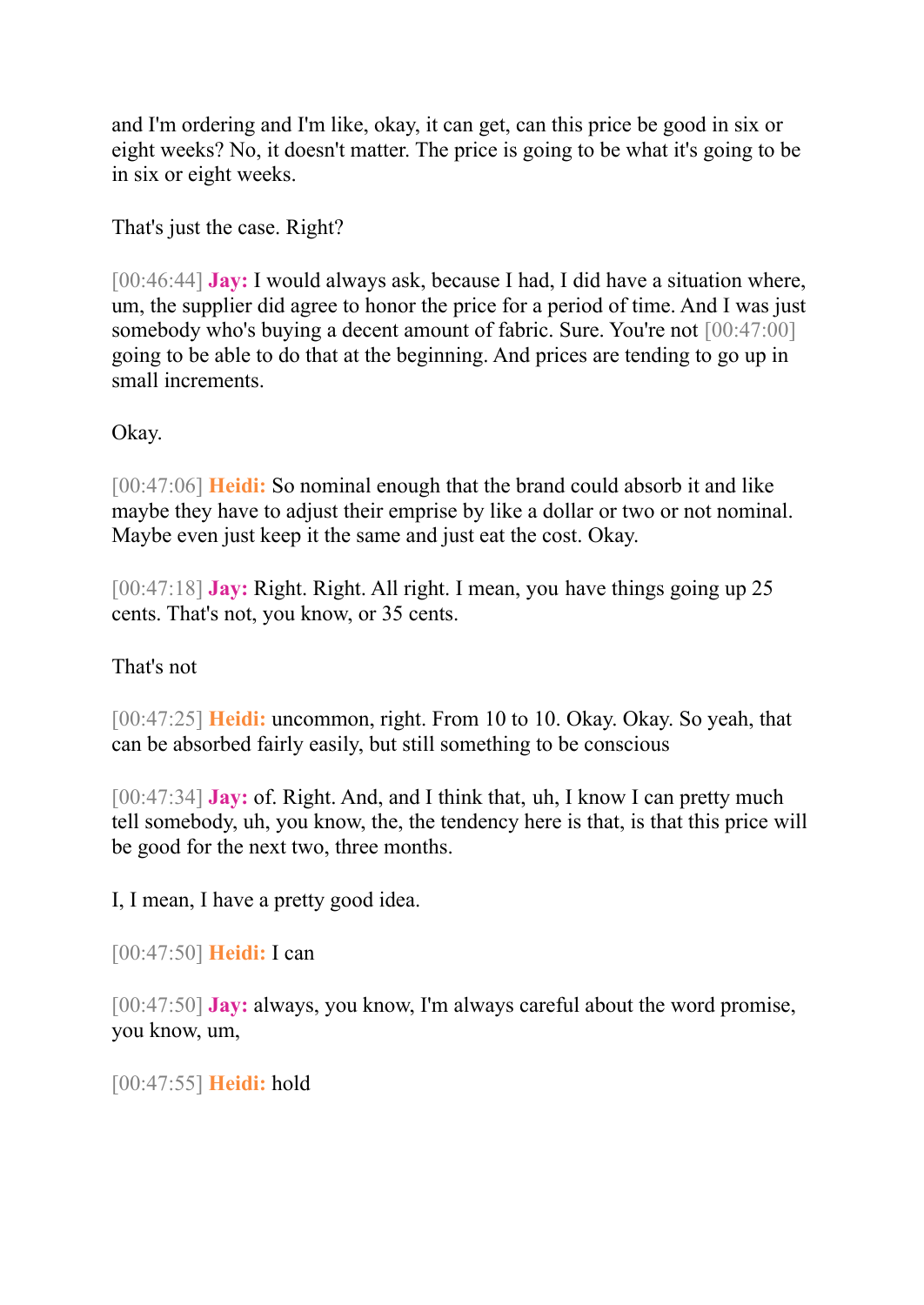and I'm ordering and I'm like, okay, it can get, can this price be good in six or eight weeks? No, it doesn't matter. The price is going to be what it's going to be in six or eight weeks.

That's just the case. Right?

[00:46:44] **Jay:** I would always ask, because I had, I did have a situation where, um, the supplier did agree to honor the price for a period of time. And I was just somebody who's buying a decent amount of fabric. Sure. You're not [00:47:00] going to be able to do that at the beginning. And prices are tending to go up in small increments.

Okay.

[00:47:06] **Heidi:** So nominal enough that the brand could absorb it and like maybe they have to adjust their emprise by like a dollar or two or not nominal. Maybe even just keep it the same and just eat the cost. Okay.

[00:47:18] **Jay:** Right. Right. All right. I mean, you have things going up 25 cents. That's not, you know, or 35 cents.

That's not

[00:47:25] **Heidi:** uncommon, right. From 10 to 10. Okay. Okay. So yeah, that can be absorbed fairly easily, but still something to be conscious

[00:47:34] **Jay:** of. Right. And, and I think that, uh, I know I can pretty much tell somebody, uh, you know, the, the tendency here is that, is that this price will be good for the next two, three months.

I, I mean, I have a pretty good idea.

[00:47:50] **Heidi:** I can

[00:47:50] **Jay:** always, you know, I'm always careful about the word promise, you know, um,

[00:47:55] **Heidi:** hold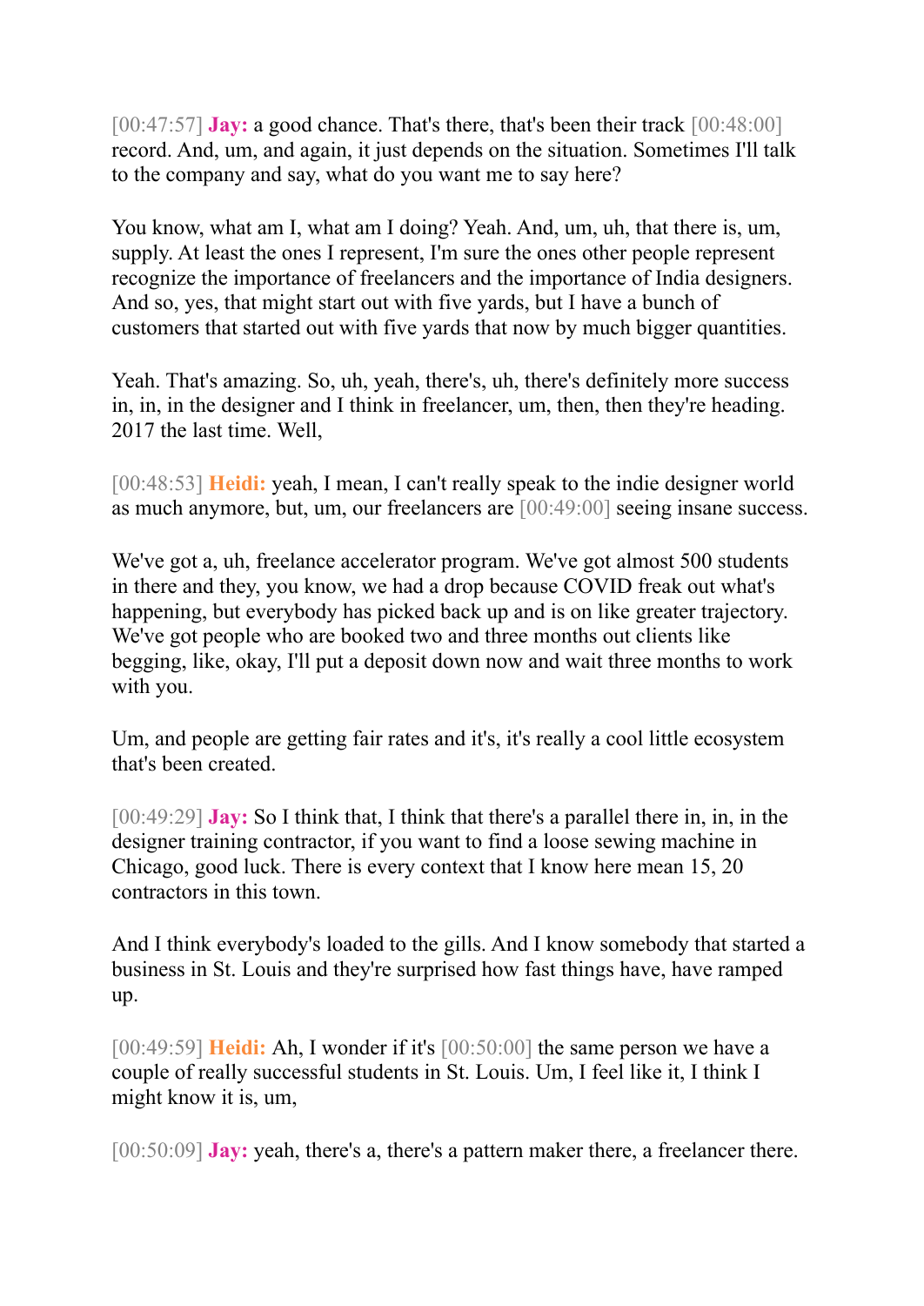[00:47:57] **Jay:** a good chance. That's there, that's been their track [00:48:00] record. And, um, and again, it just depends on the situation. Sometimes I'll talk to the company and say, what do you want me to say here?

You know, what am I, what am I doing? Yeah. And, um, uh, that there is, um, supply. At least the ones I represent, I'm sure the ones other people represent recognize the importance of freelancers and the importance of India designers. And so, yes, that might start out with five yards, but I have a bunch of customers that started out with five yards that now by much bigger quantities.

Yeah. That's amazing. So, uh, yeah, there's, uh, there's definitely more success in, in, in the designer and I think in freelancer, um, then, then they're heading. 2017 the last time. Well,

[00:48:53] **Heidi:** yeah, I mean, I can't really speak to the indie designer world as much anymore, but, um, our freelancers are [00:49:00] seeing insane success.

We've got a, uh, freelance accelerator program. We've got almost 500 students in there and they, you know, we had a drop because COVID freak out what's happening, but everybody has picked back up and is on like greater trajectory. We've got people who are booked two and three months out clients like begging, like, okay, I'll put a deposit down now and wait three months to work with you.

Um, and people are getting fair rates and it's, it's really a cool little ecosystem that's been created.

[00:49:29] **Jay:** So I think that, I think that there's a parallel there in, in, in the designer training contractor, if you want to find a loose sewing machine in Chicago, good luck. There is every context that I know here mean 15, 20 contractors in this town.

And I think everybody's loaded to the gills. And I know somebody that started a business in St. Louis and they're surprised how fast things have, have ramped up.

[00:49:59] **Heidi:** Ah, I wonder if it's [00:50:00] the same person we have a couple of really successful students in St. Louis. Um, I feel like it, I think I might know it is, um,

[00:50:09] **Jay:** yeah, there's a, there's a pattern maker there, a freelancer there.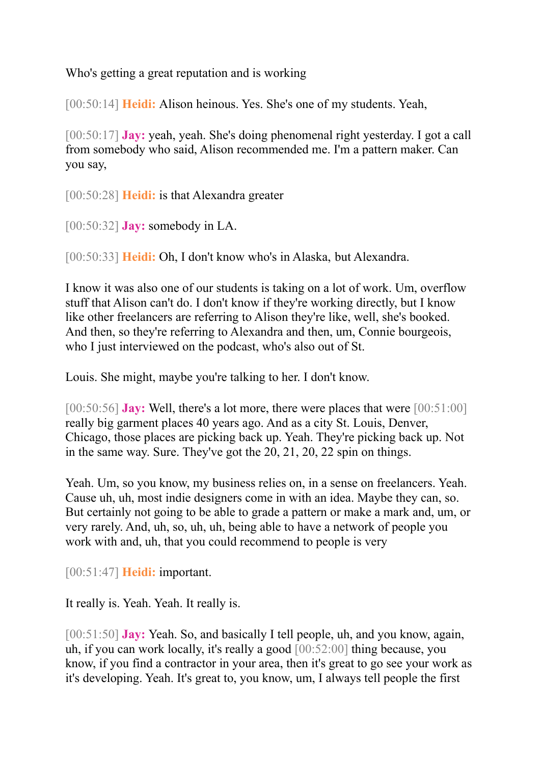Who's getting a great reputation and is working

[00:50:14] **Heidi:** Alison heinous. Yes. She's one of my students. Yeah,

[00:50:17] **Jay:** yeah, yeah. She's doing phenomenal right yesterday. I got a call from somebody who said, Alison recommended me. I'm a pattern maker. Can you say,

[00:50:28] **Heidi:** is that Alexandra greater

[00:50:32] **Jay:** somebody in LA.

[00:50:33] **Heidi:** Oh, I don't know who's in Alaska, but Alexandra.

I know it was also one of our students is taking on a lot of work. Um, overflow stuff that Alison can't do. I don't know if they're working directly, but I know like other freelancers are referring to Alison they're like, well, she's booked. And then, so they're referring to Alexandra and then, um, Connie bourgeois, who I just interviewed on the podcast, who's also out of St.

Louis. She might, maybe you're talking to her. I don't know.

[00:50:56] **Jay:** Well, there's a lot more, there were places that were [00:51:00] really big garment places 40 years ago. And as a city St. Louis, Denver, Chicago, those places are picking back up. Yeah. They're picking back up. Not in the same way. Sure. They've got the 20, 21, 20, 22 spin on things.

Yeah. Um, so you know, my business relies on, in a sense on freelancers. Yeah. Cause uh, uh, most indie designers come in with an idea. Maybe they can, so. But certainly not going to be able to grade a pattern or make a mark and, um, or very rarely. And, uh, so, uh, uh, being able to have a network of people you work with and, uh, that you could recommend to people is very

[00:51:47] **Heidi:** important.

It really is. Yeah. Yeah. It really is.

[00:51:50] **Jay:** Yeah. So, and basically I tell people, uh, and you know, again, uh, if you can work locally, it's really a good [00:52:00] thing because, you know, if you find a contractor in your area, then it's great to go see your work as it's developing. Yeah. It's great to, you know, um, I always tell people the first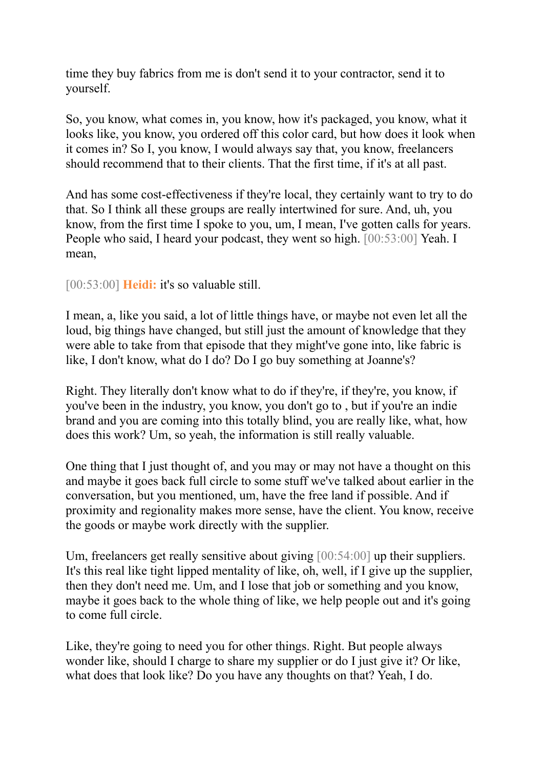time they buy fabrics from me is don't send it to your contractor, send it to yourself.

So, you know, what comes in, you know, how it's packaged, you know, what it looks like, you know, you ordered off this color card, but how does it look when it comes in? So I, you know, I would always say that, you know, freelancers should recommend that to their clients. That the first time, if it's at all past.

And has some cost-effectiveness if they're local, they certainly want to try to do that. So I think all these groups are really intertwined for sure. And, uh, you know, from the first time I spoke to you, um, I mean, I've gotten calls for years. People who said, I heard your podcast, they went so high. [00:53:00] Yeah. I mean,

[00:53:00] **Heidi:** it's so valuable still.

I mean, a, like you said, a lot of little things have, or maybe not even let all the loud, big things have changed, but still just the amount of knowledge that they were able to take from that episode that they might've gone into, like fabric is like, I don't know, what do I do? Do I go buy something at Joanne's?

Right. They literally don't know what to do if they're, if they're, you know, if you've been in the industry, you know, you don't go to , but if you're an indie brand and you are coming into this totally blind, you are really like, what, how does this work? Um, so yeah, the information is still really valuable.

One thing that I just thought of, and you may or may not have a thought on this and maybe it goes back full circle to some stuff we've talked about earlier in the conversation, but you mentioned, um, have the free land if possible. And if proximity and regionality makes more sense, have the client. You know, receive the goods or maybe work directly with the supplier.

Um, freelancers get really sensitive about giving [00:54:00] up their suppliers. It's this real like tight lipped mentality of like, oh, well, if I give up the supplier, then they don't need me. Um, and I lose that job or something and you know, maybe it goes back to the whole thing of like, we help people out and it's going to come full circle.

Like, they're going to need you for other things. Right. But people always wonder like, should I charge to share my supplier or do I just give it? Or like, what does that look like? Do you have any thoughts on that? Yeah, I do.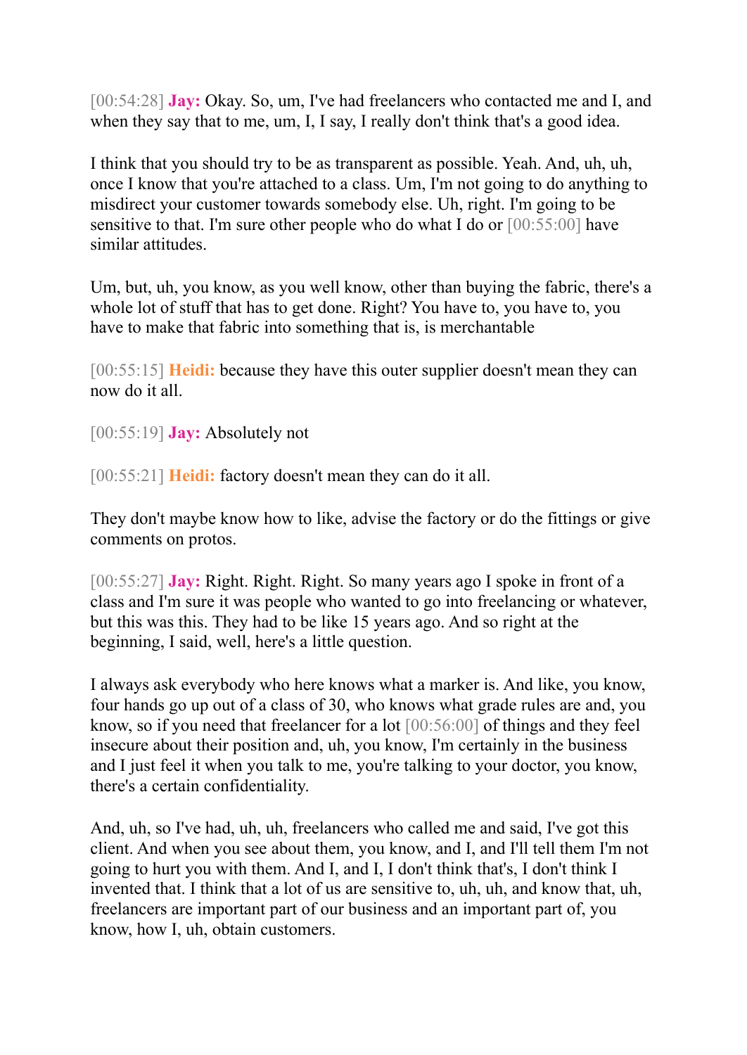[00:54:28] **Jay:** Okay. So, um, I've had freelancers who contacted me and I, and when they say that to me, um, I, I say, I really don't think that's a good idea.

I think that you should try to be as transparent as possible. Yeah. And, uh, uh, once I know that you're attached to a class. Um, I'm not going to do anything to misdirect your customer towards somebody else. Uh, right. I'm going to be sensitive to that. I'm sure other people who do what I do or [00:55:00] have similar attitudes.

Um, but, uh, you know, as you well know, other than buying the fabric, there's a whole lot of stuff that has to get done. Right? You have to, you have to, you have to make that fabric into something that is, is merchantable

[00:55:15] **Heidi:** because they have this outer supplier doesn't mean they can now do it all.

[00:55:19] **Jay:** Absolutely not

[00:55:21] **Heidi:** factory doesn't mean they can do it all.

They don't maybe know how to like, advise the factory or do the fittings or give comments on protos.

[00:55:27] **Jay:** Right. Right. Right. So many years ago I spoke in front of a class and I'm sure it was people who wanted to go into freelancing or whatever, but this was this. They had to be like 15 years ago. And so right at the beginning, I said, well, here's a little question.

I always ask everybody who here knows what a marker is. And like, you know, four hands go up out of a class of 30, who knows what grade rules are and, you know, so if you need that freelancer for a lot [00:56:00] of things and they feel insecure about their position and, uh, you know, I'm certainly in the business and I just feel it when you talk to me, you're talking to your doctor, you know, there's a certain confidentiality.

And, uh, so I've had, uh, uh, freelancers who called me and said, I've got this client. And when you see about them, you know, and I, and I'll tell them I'm not going to hurt you with them. And I, and I, I don't think that's, I don't think I invented that. I think that a lot of us are sensitive to, uh, uh, and know that, uh, freelancers are important part of our business and an important part of, you know, how I, uh, obtain customers.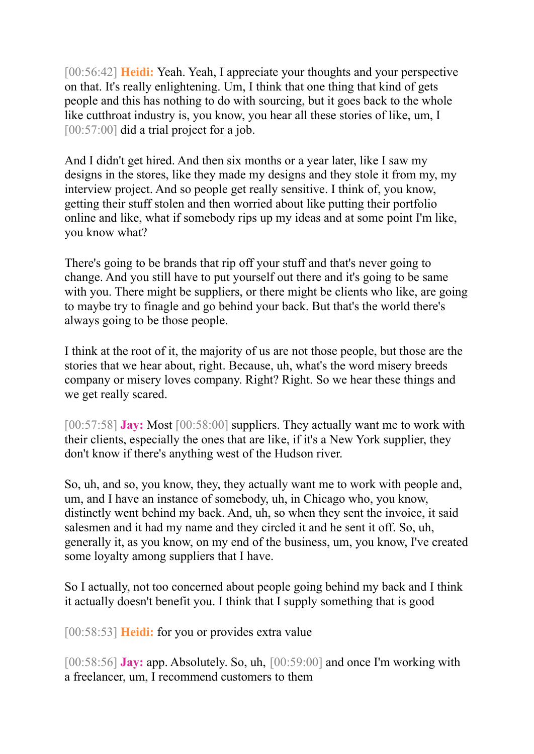[00:56:42] **Heidi:** Yeah. Yeah, I appreciate your thoughts and your perspective on that. It's really enlightening. Um, I think that one thing that kind of gets people and this has nothing to do with sourcing, but it goes back to the whole like cutthroat industry is, you know, you hear all these stories of like, um, I [00:57:00] did a trial project for a job.

And I didn't get hired. And then six months or a year later, like I saw my designs in the stores, like they made my designs and they stole it from my, my interview project. And so people get really sensitive. I think of, you know, getting their stuff stolen and then worried about like putting their portfolio online and like, what if somebody rips up my ideas and at some point I'm like, you know what?

There's going to be brands that rip off your stuff and that's never going to change. And you still have to put yourself out there and it's going to be same with you. There might be suppliers, or there might be clients who like, are going to maybe try to finagle and go behind your back. But that's the world there's always going to be those people.

I think at the root of it, the majority of us are not those people, but those are the stories that we hear about, right. Because, uh, what's the word misery breeds company or misery loves company. Right? Right. So we hear these things and we get really scared.

[00:57:58] **Jay:** Most [00:58:00] suppliers. They actually want me to work with their clients, especially the ones that are like, if it's a New York supplier, they don't know if there's anything west of the Hudson river.

So, uh, and so, you know, they, they actually want me to work with people and, um, and I have an instance of somebody, uh, in Chicago who, you know, distinctly went behind my back. And, uh, so when they sent the invoice, it said salesmen and it had my name and they circled it and he sent it off. So, uh, generally it, as you know, on my end of the business, um, you know, I've created some loyalty among suppliers that I have.

So I actually, not too concerned about people going behind my back and I think it actually doesn't benefit you. I think that I supply something that is good

[00:58:53] **Heidi:** for you or provides extra value

[00:58:56] **Jay:** app. Absolutely. So, uh, [00:59:00] and once I'm working with a freelancer, um, I recommend customers to them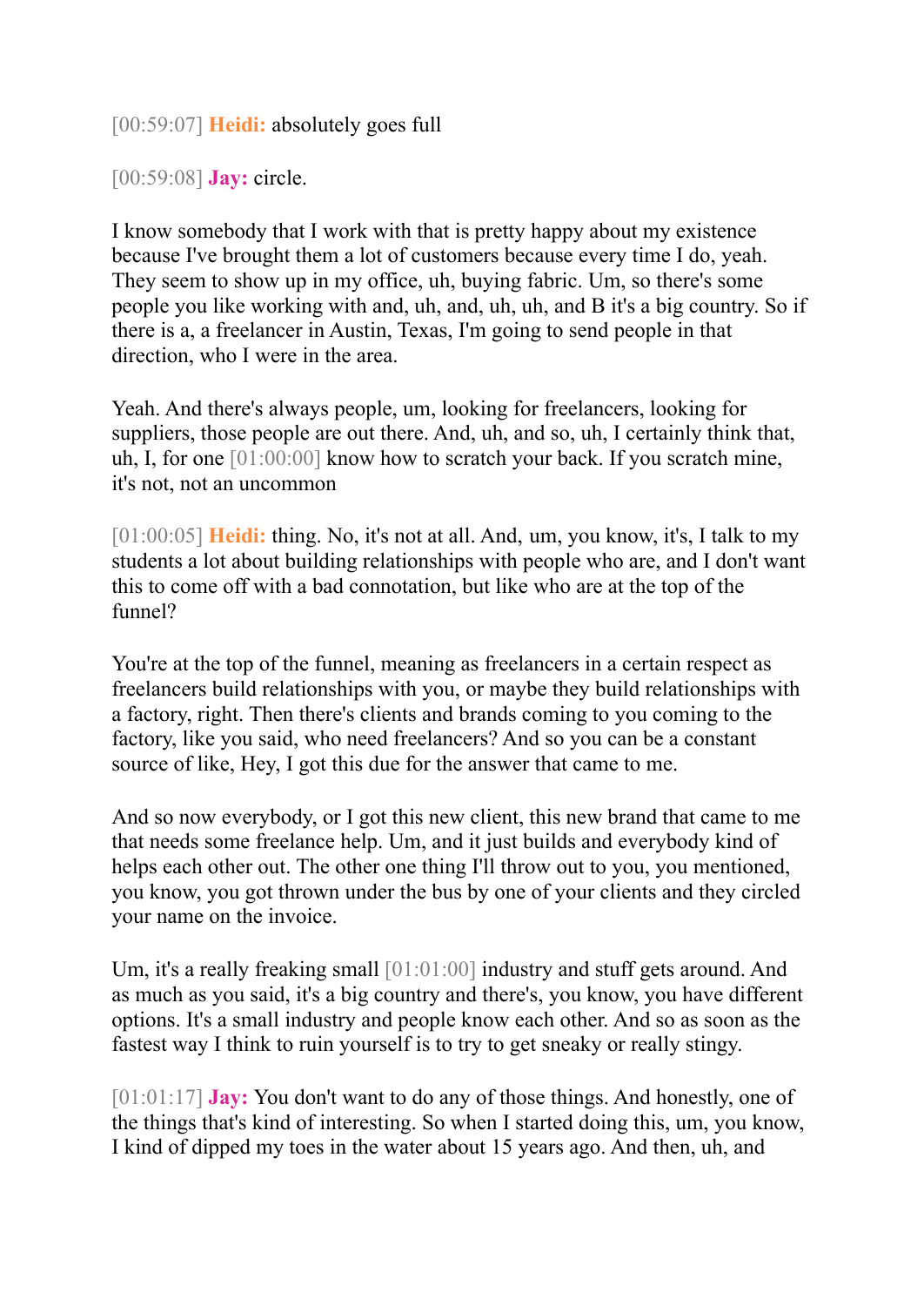[00:59:07] **Heidi:** absolutely goes full

[00:59:08] **Jay:** circle.

I know somebody that I work with that is pretty happy about my existence because I've brought them a lot of customers because every time I do, yeah. They seem to show up in my office, uh, buying fabric. Um, so there's some people you like working with and, uh, and, uh, uh, and B it's a big country. So if there is a, a freelancer in Austin, Texas, I'm going to send people in that direction, who I were in the area.

Yeah. And there's always people, um, looking for freelancers, looking for suppliers, those people are out there. And, uh, and so, uh, I certainly think that, uh, I, for one [01:00:00] know how to scratch your back. If you scratch mine, it's not, not an uncommon

[01:00:05] **Heidi:** thing. No, it's not at all. And, um, you know, it's, I talk to my students a lot about building relationships with people who are, and I don't want this to come off with a bad connotation, but like who are at the top of the funnel?

You're at the top of the funnel, meaning as freelancers in a certain respect as freelancers build relationships with you, or maybe they build relationships with a factory, right. Then there's clients and brands coming to you coming to the factory, like you said, who need freelancers? And so you can be a constant source of like, Hey, I got this due for the answer that came to me.

And so now everybody, or I got this new client, this new brand that came to me that needs some freelance help. Um, and it just builds and everybody kind of helps each other out. The other one thing I'll throw out to you, you mentioned, you know, you got thrown under the bus by one of your clients and they circled your name on the invoice.

Um, it's a really freaking small [01:01:00] industry and stuff gets around. And as much as you said, it's a big country and there's, you know, you have different options. It's a small industry and people know each other. And so as soon as the fastest way I think to ruin yourself is to try to get sneaky or really stingy.

[01:01:17] **Jay:** You don't want to do any of those things. And honestly, one of the things that's kind of interesting. So when I started doing this, um, you know, I kind of dipped my toes in the water about 15 years ago. And then, uh, and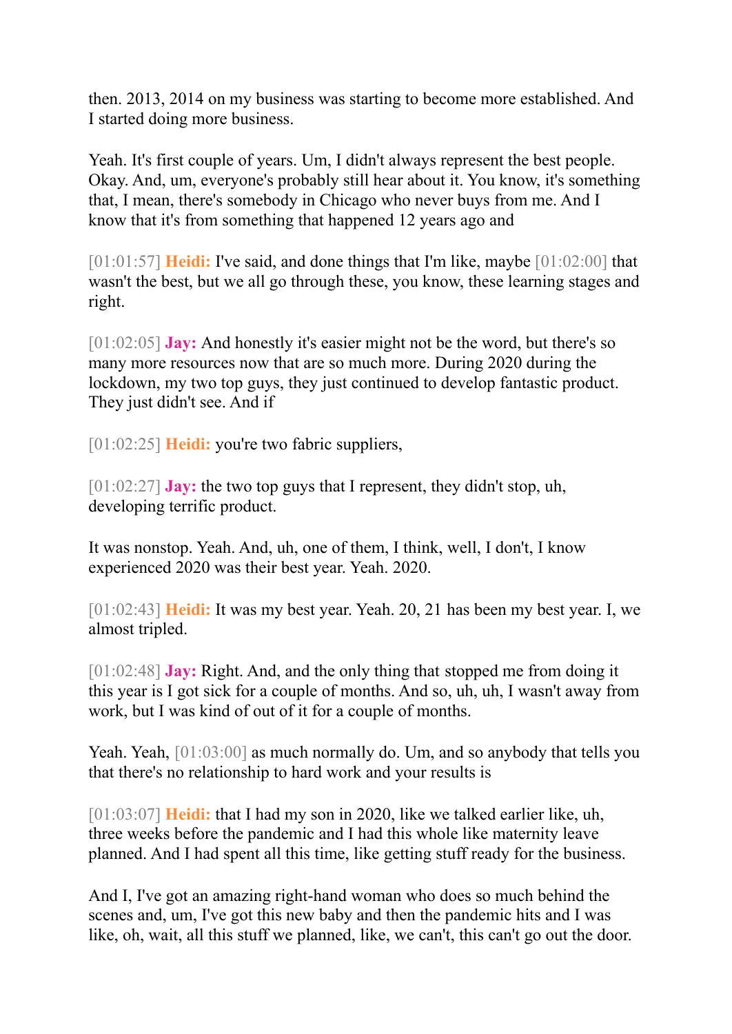then. 2013, 2014 on my business was starting to become more established. And I started doing more business.

Yeah. It's first couple of years. Um, I didn't always represent the best people. Okay. And, um, everyone's probably still hear about it. You know, it's something that, I mean, there's somebody in Chicago who never buys from me. And I know that it's from something that happened 12 years ago and

[01:01:57] **Heidi:** I've said, and done things that I'm like, maybe [01:02:00] that wasn't the best, but we all go through these, you know, these learning stages and right.

[01:02:05] **Jay:** And honestly it's easier might not be the word, but there's so many more resources now that are so much more. During 2020 during the lockdown, my two top guys, they just continued to develop fantastic product. They just didn't see. And if

[01:02:25] **Heidi:** you're two fabric suppliers,

[01:02:27] **Jay:** the two top guys that I represent, they didn't stop, uh, developing terrific product.

It was nonstop. Yeah. And, uh, one of them, I think, well, I don't, I know experienced 2020 was their best year. Yeah. 2020.

[01:02:43] **Heidi:** It was my best year. Yeah. 20, 21 has been my best year. I, we almost tripled.

[01:02:48] **Jay:** Right. And, and the only thing that stopped me from doing it this year is I got sick for a couple of months. And so, uh, uh, I wasn't away from work, but I was kind of out of it for a couple of months.

Yeah. Yeah, [01:03:00] as much normally do. Um, and so anybody that tells you that there's no relationship to hard work and your results is

[01:03:07] **Heidi:** that I had my son in 2020, like we talked earlier like, uh, three weeks before the pandemic and I had this whole like maternity leave planned. And I had spent all this time, like getting stuff ready for the business.

And I, I've got an amazing right-hand woman who does so much behind the scenes and, um, I've got this new baby and then the pandemic hits and I was like, oh, wait, all this stuff we planned, like, we can't, this can't go out the door.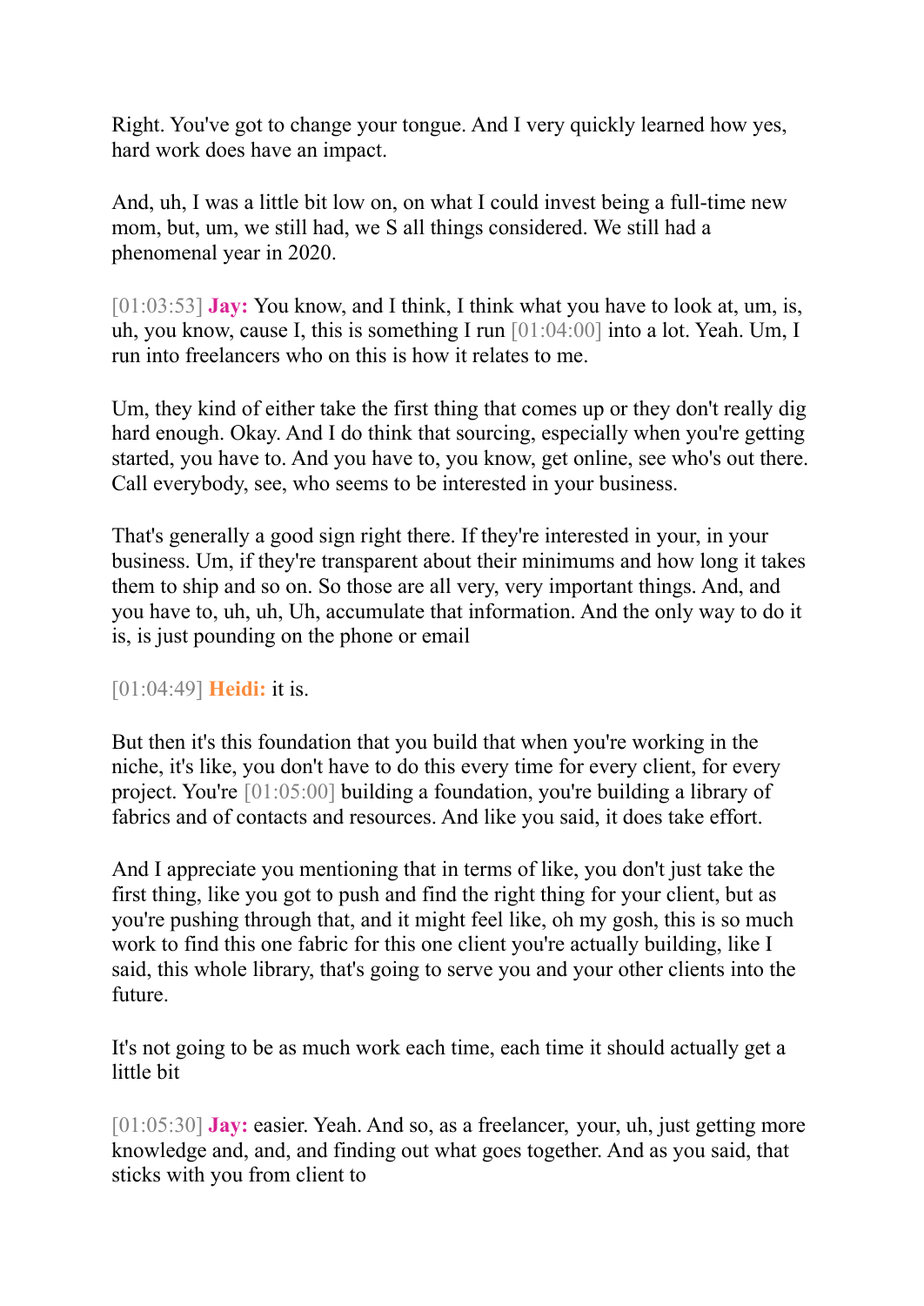Right. You've got to change your tongue. And I very quickly learned how yes, hard work does have an impact.

And, uh, I was a little bit low on, on what I could invest being a full-time new mom, but, um, we still had, we S all things considered. We still had a phenomenal year in 2020.

[01:03:53] **Jay:** You know, and I think, I think what you have to look at, um, is, uh, you know, cause I, this is something I run [01:04:00] into a lot. Yeah. Um, I run into freelancers who on this is how it relates to me.

Um, they kind of either take the first thing that comes up or they don't really dig hard enough. Okay. And I do think that sourcing, especially when you're getting started, you have to. And you have to, you know, get online, see who's out there. Call everybody, see, who seems to be interested in your business.

That's generally a good sign right there. If they're interested in your, in your business. Um, if they're transparent about their minimums and how long it takes them to ship and so on. So those are all very, very important things. And, and you have to, uh, uh, Uh, accumulate that information. And the only way to do it is, is just pounding on the phone or email

[01:04:49] **Heidi:** it is.

But then it's this foundation that you build that when you're working in the niche, it's like, you don't have to do this every time for every client, for every project. You're [01:05:00] building a foundation, you're building a library of fabrics and of contacts and resources. And like you said, it does take effort.

And I appreciate you mentioning that in terms of like, you don't just take the first thing, like you got to push and find the right thing for your client, but as you're pushing through that, and it might feel like, oh my gosh, this is so much work to find this one fabric for this one client you're actually building, like I said, this whole library, that's going to serve you and your other clients into the future.

It's not going to be as much work each time, each time it should actually get a little bit

[01:05:30] **Jay:** easier. Yeah. And so, as a freelancer, your, uh, just getting more knowledge and, and, and finding out what goes together. And as you said, that sticks with you from client to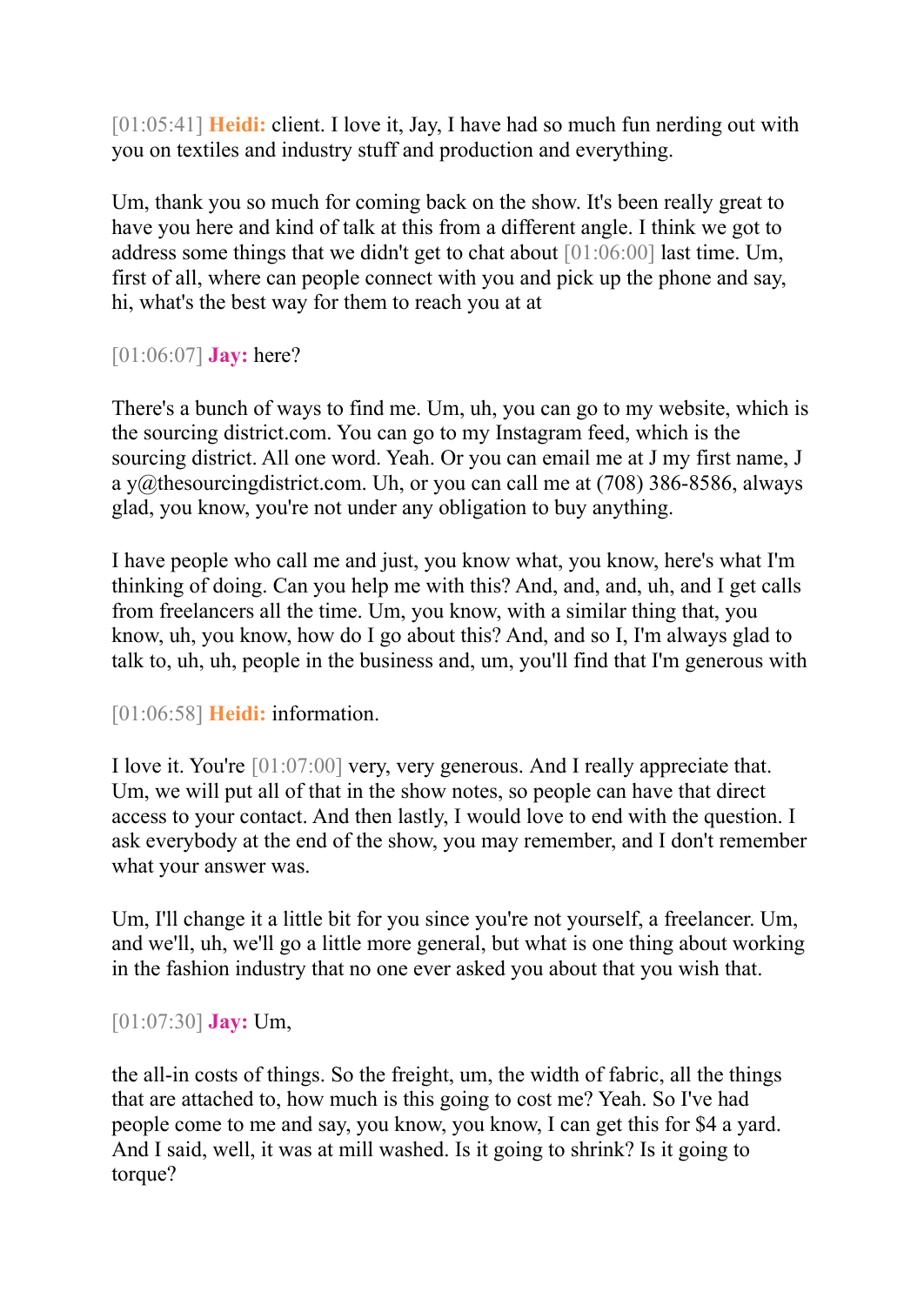[01:05:41] **Heidi:** client. I love it, Jay, I have had so much fun nerding out with you on textiles and industry stuff and production and everything.

Um, thank you so much for coming back on the show. It's been really great to have you here and kind of talk at this from a different angle. I think we got to address some things that we didn't get to chat about [01:06:00] last time. Um, first of all, where can people connect with you and pick up the phone and say, hi, what's the best way for them to reach you at at

[01:06:07] **Jay:** here?

There's a bunch of ways to find me. Um, uh, you can go to my website, which is the sourcing district.com. You can go to my Instagram feed, which is the sourcing district. All one word. Yeah. Or you can email me at J my first name, J a y@thesourcingdistrict.com. Uh, or you can call me at (708) 386-8586, always glad, you know, you're not under any obligation to buy anything.

I have people who call me and just, you know what, you know, here's what I'm thinking of doing. Can you help me with this? And, and, and, uh, and I get calls from freelancers all the time. Um, you know, with a similar thing that, you know, uh, you know, how do I go about this? And, and so I, I'm always glad to talk to, uh, uh, people in the business and, um, you'll find that I'm generous with

[01:06:58] **Heidi:** information.

I love it. You're [01:07:00] very, very generous. And I really appreciate that. Um, we will put all of that in the show notes, so people can have that direct access to your contact. And then lastly, I would love to end with the question. I ask everybody at the end of the show, you may remember, and I don't remember what your answer was.

Um, I'll change it a little bit for you since you're not yourself, a freelancer. Um, and we'll, uh, we'll go a little more general, but what is one thing about working in the fashion industry that no one ever asked you about that you wish that.

[01:07:30] **Jay:** Um,

the all-in costs of things. So the freight, um, the width of fabric, all the things that are attached to, how much is this going to cost me? Yeah. So I've had people come to me and say, you know, you know, I can get this for $4 a yard. And I said, well, it was at mill washed. Is it going to shrink? Is it going to torque?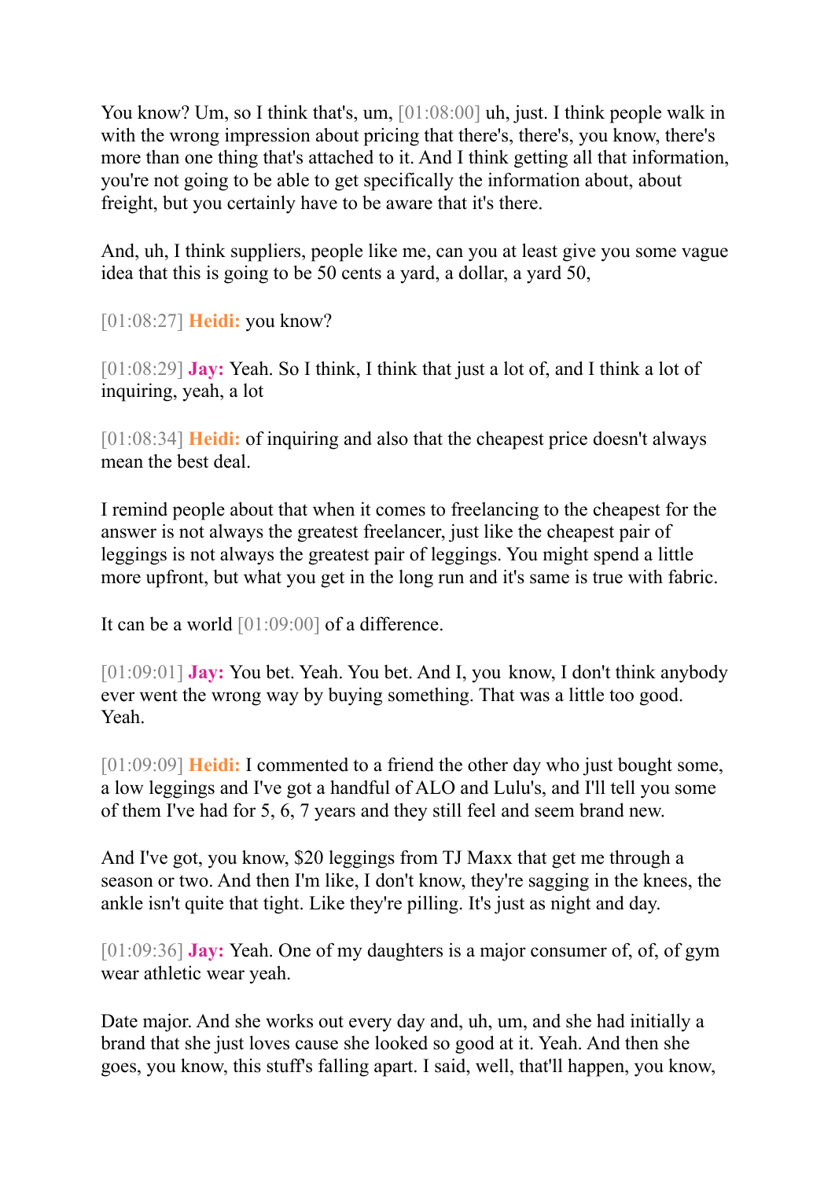You know? Um, so I think that's, um, [01:08:00] uh, just. I think people walk in with the wrong impression about pricing that there's, there's, you know, there's more than one thing that's attached to it. And I think getting all that information, you're not going to be able to get specifically the information about, about freight, but you certainly have to be aware that it's there.

And, uh, I think suppliers, people like me, can you at least give you some vague idea that this is going to be 50 cents a yard, a dollar, a yard 50,

[01:08:27] **Heidi:** you know?

[01:08:29] **Jay:** Yeah. So I think, I think that just a lot of, and I think a lot of inquiring, yeah, a lot

[01:08:34] **Heidi:** of inquiring and also that the cheapest price doesn't always mean the best deal.

I remind people about that when it comes to freelancing to the cheapest for the answer is not always the greatest freelancer, just like the cheapest pair of leggings is not always the greatest pair of leggings. You might spend a little more upfront, but what you get in the long run and it's same is true with fabric.

It can be a world [01:09:00] of a difference.

[01:09:01] **Jay:** You bet. Yeah. You bet. And I, you know, I don't think anybody ever went the wrong way by buying something. That was a little too good. Yeah.

[01:09:09] **Heidi:** I commented to a friend the other day who just bought some, a low leggings and I've got a handful of ALO and Lulu's, and I'll tell you some of them I've had for 5, 6, 7 years and they still feel and seem brand new.

And I've got, you know, $20 leggings from TJ Maxx that get me through a season or two. And then I'm like, I don't know, they're sagging in the knees, the ankle isn't quite that tight. Like they're pilling. It's just as night and day.

[01:09:36] **Jay:** Yeah. One of my daughters is a major consumer of, of, of gym wear athletic wear yeah.

Date major. And she works out every day and, uh, um, and she had initially a brand that she just loves cause she looked so good at it. Yeah. And then she goes, you know, this stuff's falling apart. I said, well, that'll happen, you know,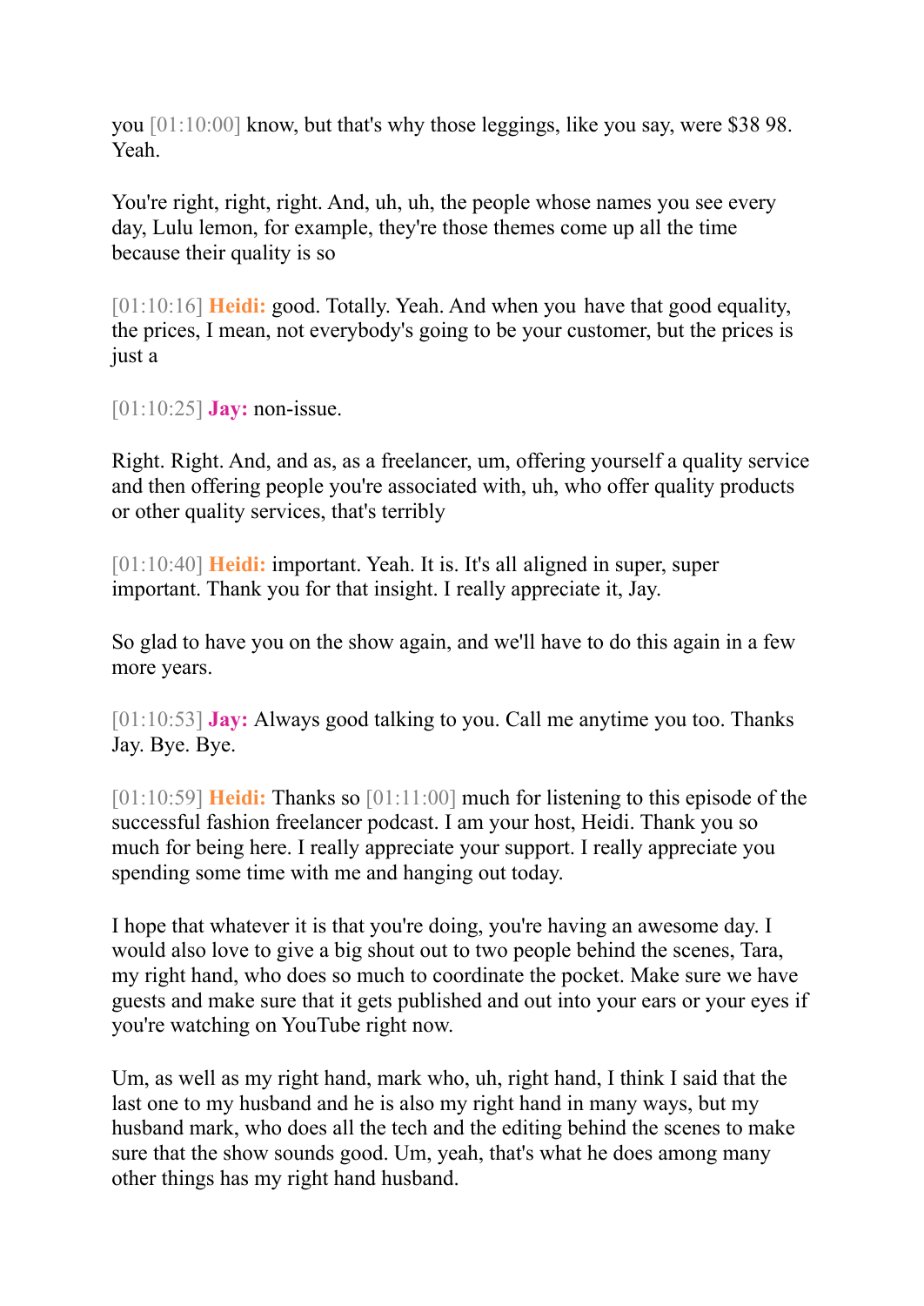you [01:10:00] know, but that's why those leggings, like you say, were $38 98. Yeah.

You're right, right, right. And, uh, uh, the people whose names you see every day, Lulu lemon, for example, they're those themes come up all the time because their quality is so

[01:10:16] **Heidi:** good. Totally. Yeah. And when you have that good equality, the prices, I mean, not everybody's going to be your customer, but the prices is just a

[01:10:25] **Jay:** non-issue.

Right. Right. And, and as, as a freelancer, um, offering yourself a quality service and then offering people you're associated with, uh, who offer quality products or other quality services, that's terribly

[01:10:40] **Heidi:** important. Yeah. It is. It's all aligned in super, super important. Thank you for that insight. I really appreciate it, Jay.

So glad to have you on the show again, and we'll have to do this again in a few more years.

[01:10:53] **Jay:** Always good talking to you. Call me anytime you too. Thanks Jay. Bye. Bye.

[01:10:59] **Heidi:** Thanks so [01:11:00] much for listening to this episode of the successful fashion freelancer podcast. I am your host, Heidi. Thank you so much for being here. I really appreciate your support. I really appreciate you spending some time with me and hanging out today.

I hope that whatever it is that you're doing, you're having an awesome day. I would also love to give a big shout out to two people behind the scenes, Tara, my right hand, who does so much to coordinate the pocket. Make sure we have guests and make sure that it gets published and out into your ears or your eyes if you're watching on YouTube right now.

Um, as well as my right hand, mark who, uh, right hand, I think I said that the last one to my husband and he is also my right hand in many ways, but my husband mark, who does all the tech and the editing behind the scenes to make sure that the show sounds good. Um, yeah, that's what he does among many other things has my right hand husband.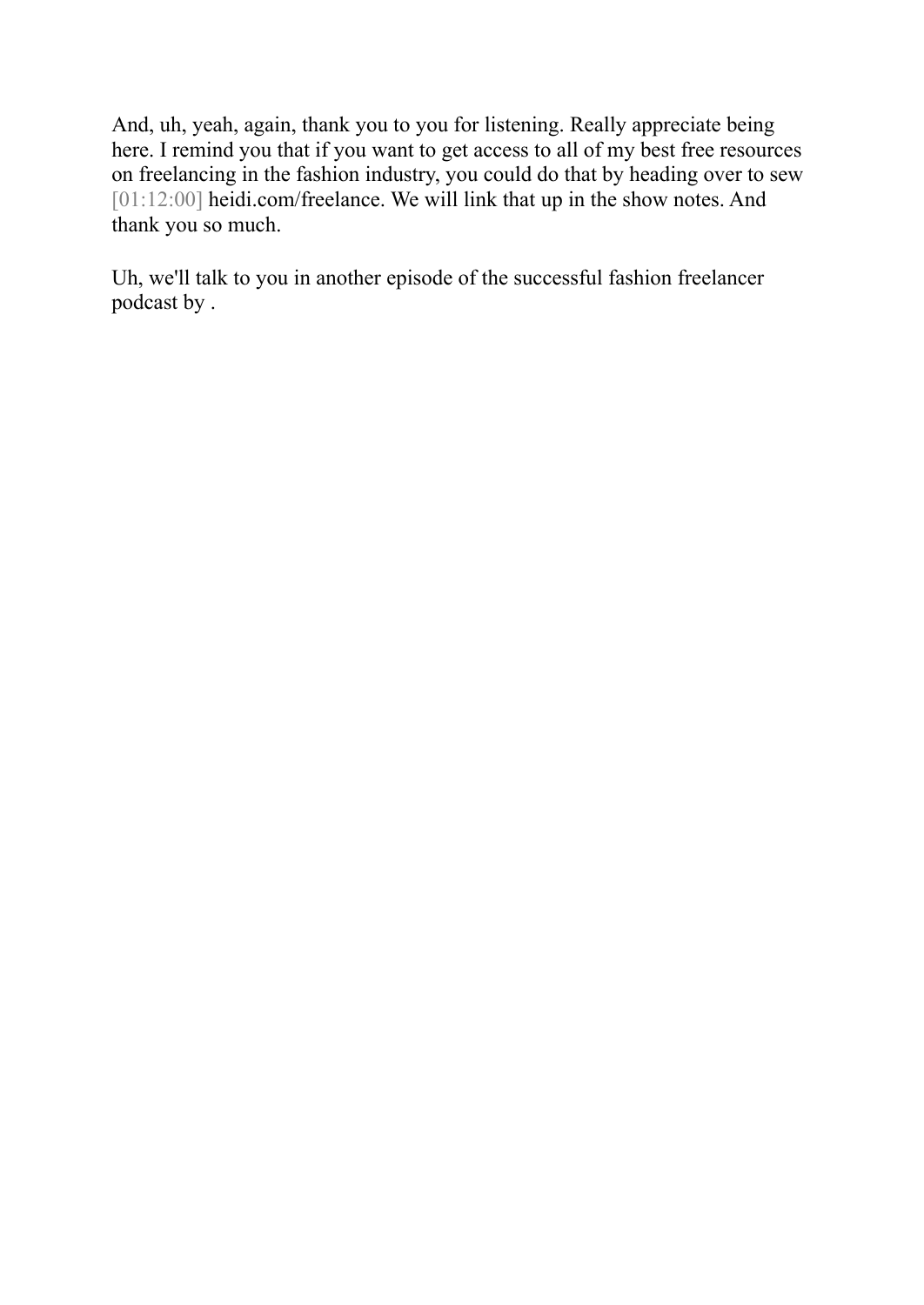And, uh, yeah, again, thank you to you for listening. Really appreciate being here. I remind you that if you want to get access to all of my best free resources on freelancing in the fashion industry, you could do that by heading over to sew [01:12:00] heidi.com/freelance. We will link that up in the show notes. And thank you so much.

Uh, we'll talk to you in another episode of the successful fashion freelancer podcast by .